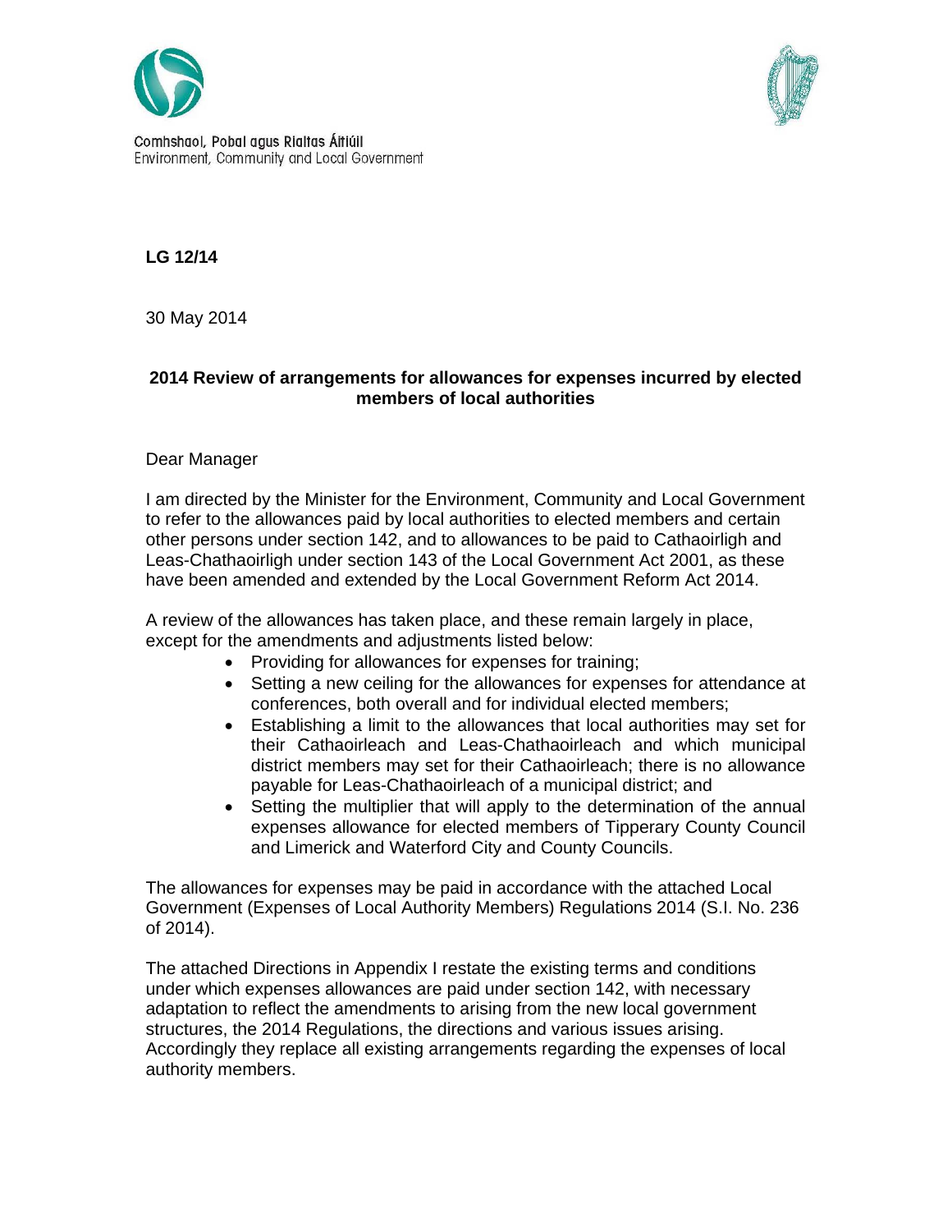Comhshaol, Pobal agus Rialtas Áitiúil
Environment, Community and Local Government

**LG 12/14**

30 May 2014

**2014 Review of arrangements for allowances for expenses incurred by elected members of local authorities**

Dear Manager

I am directed by the Minister for the Environment, Community and Local Government to refer to the allowances paid by local authorities to elected members and certain other persons under section 142, and to allowances to be paid to Cathaoirligh and Leas-Chathaoirligh under section 143 of the Local Government Act 2001, as these have been amended and extended by the Local Government Reform Act 2014.

A review of the allowances has taken place, and these remain largely in place, except for the amendments and adjustments listed below:

- Providing for allowances for expenses for training;
- Setting a new ceiling for the allowances for expenses for attendance at conferences, both overall and for individual elected members;
- Establishing a limit to the allowances that local authorities may set for their Cathaoirleach and Leas-Chathaoirleach and which municipal district members may set for their Cathaoirleach; there is no allowance payable for Leas-Chathaoirleach of a municipal district; and
- Setting the multiplier that will apply to the determination of the annual expenses allowance for elected members of Tipperary County Council and Limerick and Waterford City and County Councils.

The allowances for expenses may be paid in accordance with the attached Local Government (Expenses of Local Authority Members) Regulations 2014 (S.I. No. 236 of 2014).

The attached Directions in Appendix I restate the existing terms and conditions under which expenses allowances are paid under section 142, with necessary adaptation to reflect the amendments to arising from the new local government structures, the 2014 Regulations, the directions and various issues arising. Accordingly they replace all existing arrangements regarding the expenses of local authority members.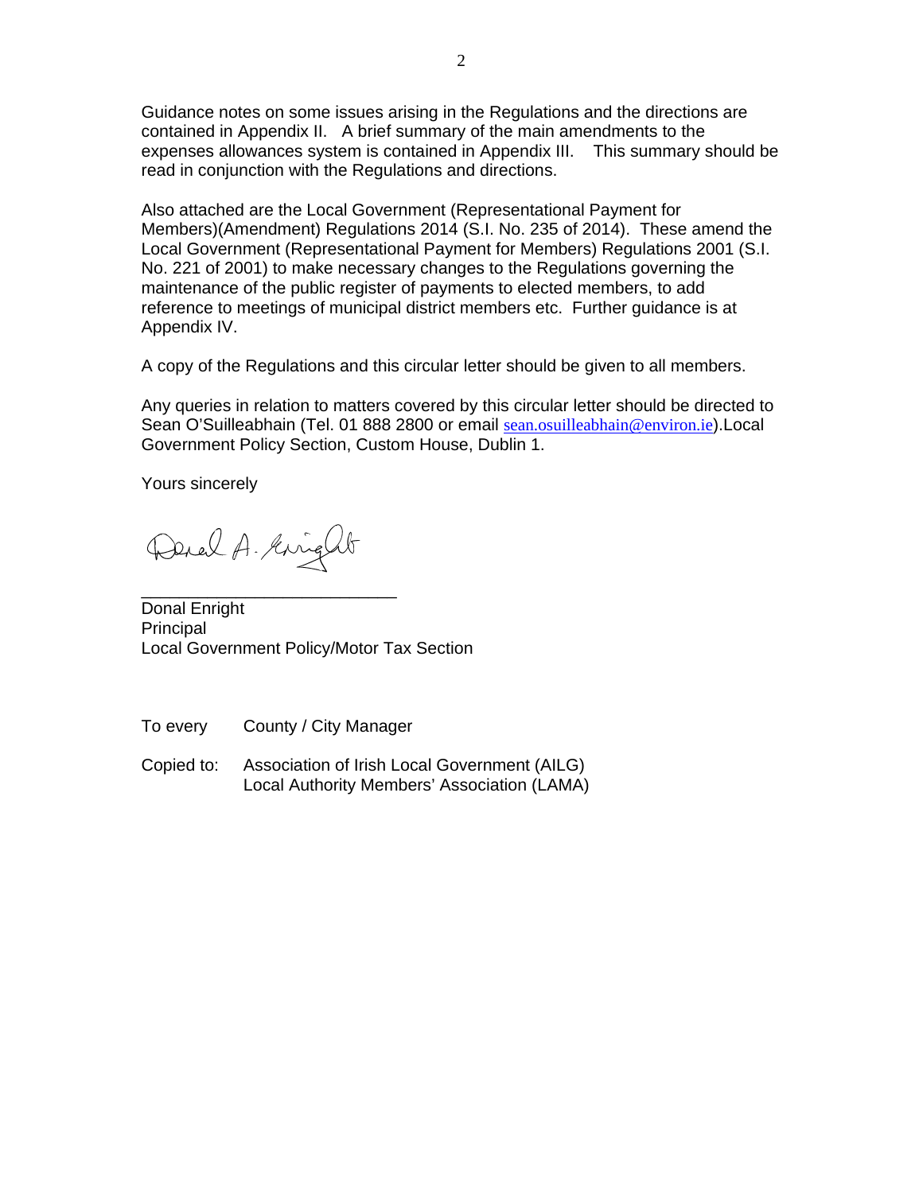Guidance notes on some issues arising in the Regulations and the directions are contained in Appendix II. A brief summary of the main amendments to the expenses allowances system is contained in Appendix III. This summary should be read in conjunction with the Regulations and directions.

Also attached are the Local Government (Representational Payment for Members)(Amendment) Regulations 2014 (S.I. No. 235 of 2014). These amend the Local Government (Representational Payment for Members) Regulations 2001 (S.I. No. 221 of 2001) to make necessary changes to the Regulations governing the maintenance of the public register of payments to elected members, to add reference to meetings of municipal district members etc. Further guidance is at Appendix IV.

A copy of the Regulations and this circular letter should be given to all members.

Any queries in relation to matters covered by this circular letter should be directed to Sean O'Suilleabhain (Tel. 01 888 2800 or email sean.osuilleabhain@environ.ie).Local Government Policy Section, Custom House, Dublin 1.

Yours sincerely

Donal A. Enright

___________________________

Donal Enright
Principal
Local Government Policy/Motor Tax Section

To every County / City Manager

Copied to: Association of Irish Local Government (AILG)
Local Authority Members' Association (LAMA)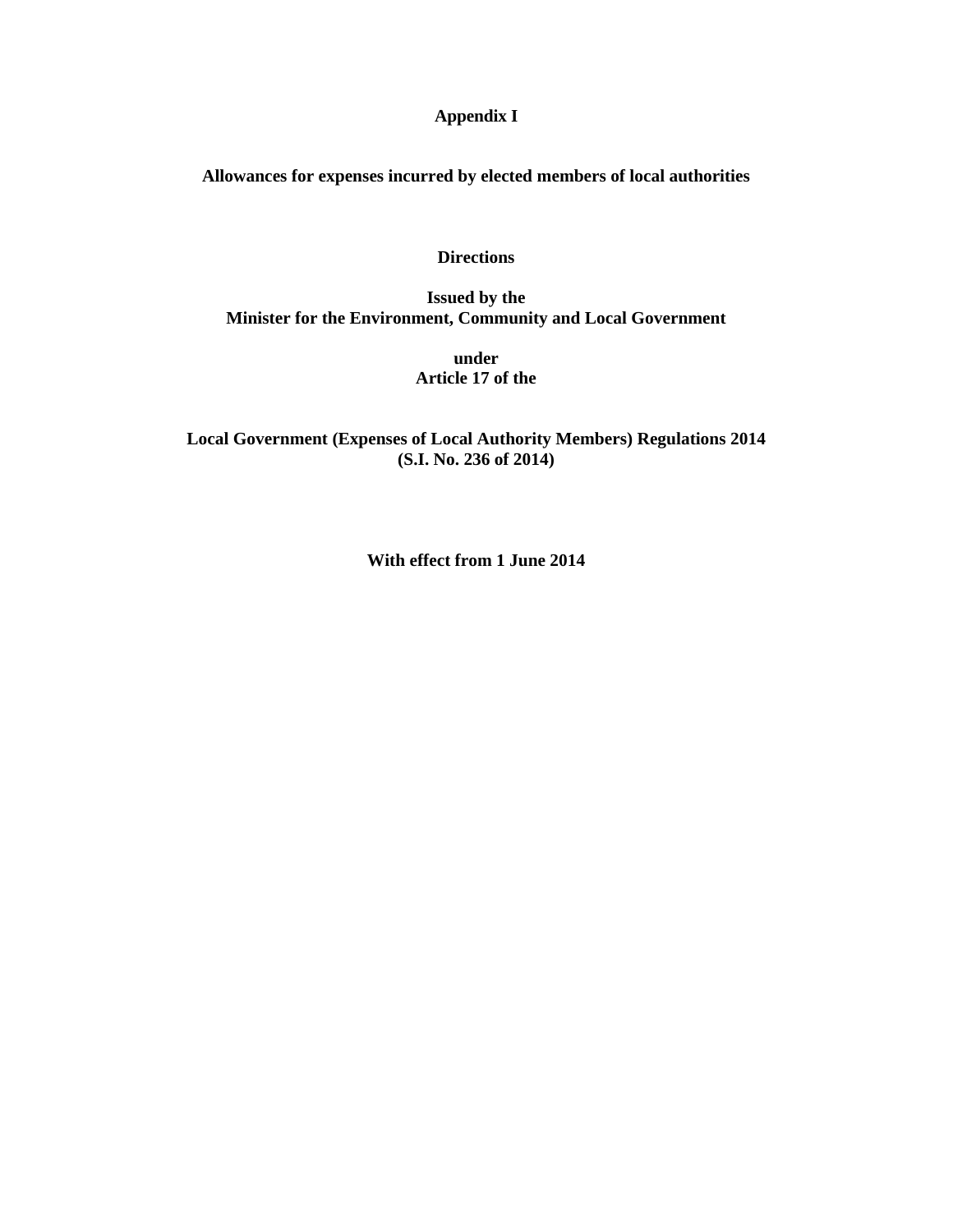# Appendix I

## Allowances for expenses incurred by elected members of local authorities

**Directions**

**Issued by the**
**Minister for the Environment, Community and Local Government**

**under**
**Article 17 of the**

**Local Government (Expenses of Local Authority Members) Regulations 2014**
**(S.I. No. 236 of 2014)**

**With effect from 1 June 2014**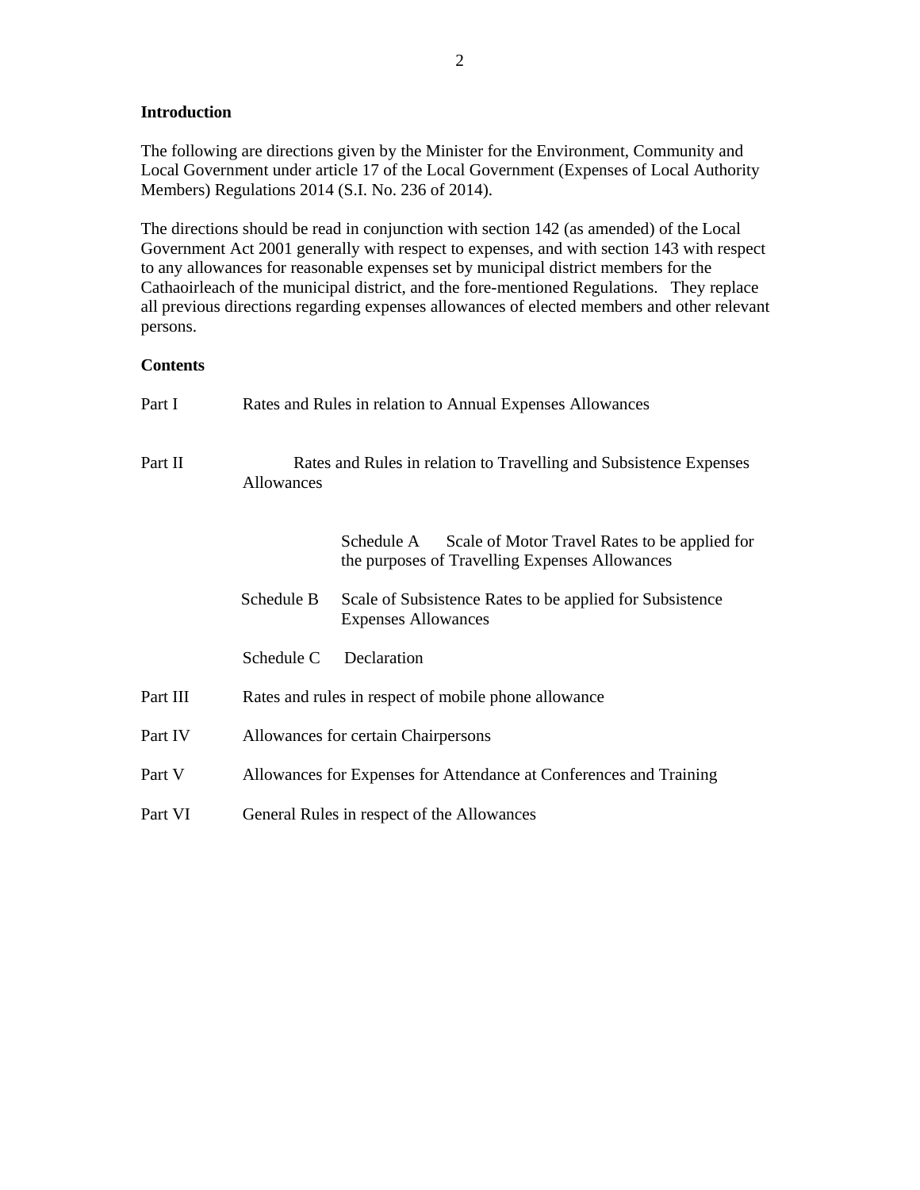## Introduction

The following are directions given by the Minister for the Environment, Community and Local Government under article 17 of the Local Government (Expenses of Local Authority Members) Regulations 2014 (S.I. No. 236 of 2014).

The directions should be read in conjunction with section 142 (as amended) of the Local Government Act 2001 generally with respect to expenses, and with section 143 with respect to any allowances for reasonable expenses set by municipal district members for the Cathaoirleach of the municipal district, and the fore-mentioned Regulations. They replace all previous directions regarding expenses allowances of elected members and other relevant persons.

## Contents

| | | |
|---|---|---|
| Part I | Rates and Rules in relation to Annual Expenses Allowances | |
| Part II | Rates and Rules in relation to Travelling and Subsistence Expenses Allowances | |
| | Schedule A | Scale of Motor Travel Rates to be applied for the purposes of Travelling Expenses Allowances |
| | Schedule B | Scale of Subsistence Rates to be applied for Subsistence Expenses Allowances |
| | Schedule C | Declaration |
| Part III | Rates and rules in respect of mobile phone allowance | |
| Part IV | Allowances for certain Chairpersons | |
| Part V | Allowances for Expenses for Attendance at Conferences and Training | |
| Part VI | General Rules in respect of the Allowances | |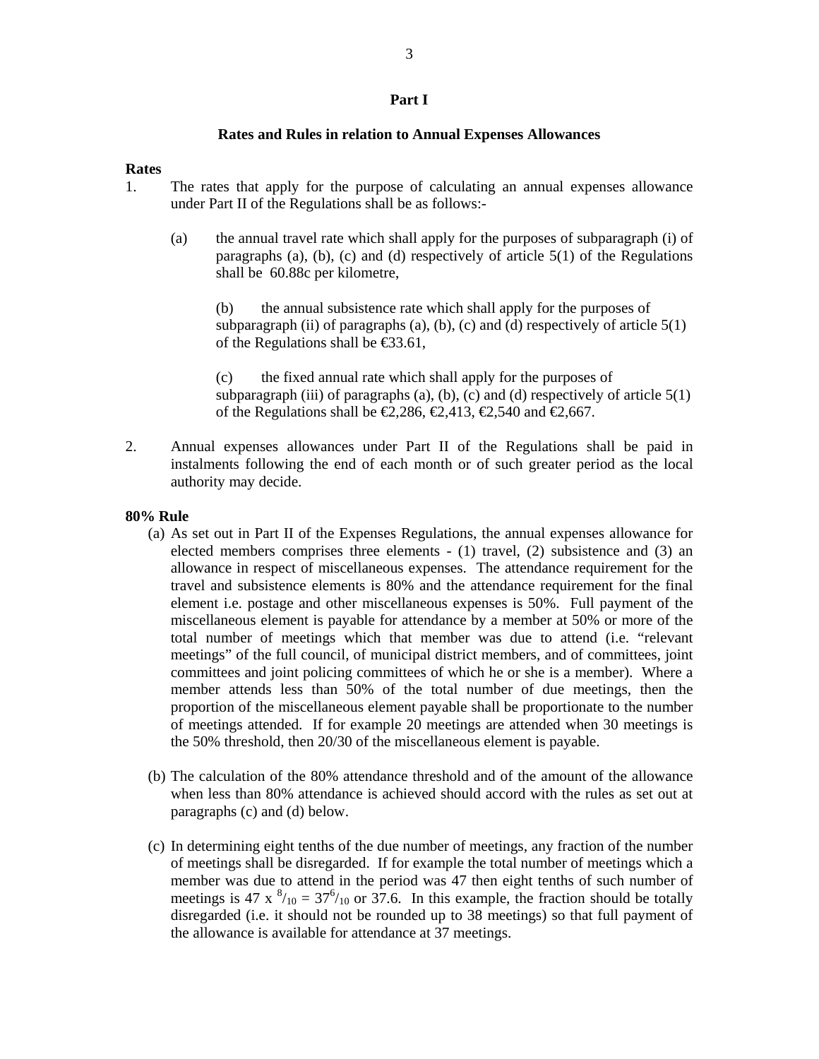## Part I

### Rates and Rules in relation to Annual Expenses Allowances

**Rates**

1. The rates that apply for the purpose of calculating an annual expenses allowance under Part II of the Regulations shall be as follows:-

   (a) the annual travel rate which shall apply for the purposes of subparagraph (i) of paragraphs (a), (b), (c) and (d) respectively of article 5(1) of the Regulations shall be 60.88c per kilometre,

   (b) the annual subsistence rate which shall apply for the purposes of subparagraph (ii) of paragraphs (a), (b), (c) and (d) respectively of article 5(1) of the Regulations shall be €33.61,

   (c) the fixed annual rate which shall apply for the purposes of subparagraph (iii) of paragraphs (a), (b), (c) and (d) respectively of article 5(1) of the Regulations shall be €2,286, €2,413, €2,540 and €2,667.

2. Annual expenses allowances under Part II of the Regulations shall be paid in instalments following the end of each month or of such greater period as the local authority may decide.

**80% Rule**

(a) As set out in Part II of the Expenses Regulations, the annual expenses allowance for elected members comprises three elements - (1) travel, (2) subsistence and (3) an allowance in respect of miscellaneous expenses. The attendance requirement for the travel and subsistence elements is 80% and the attendance requirement for the final element i.e. postage and other miscellaneous expenses is 50%. Full payment of the miscellaneous element is payable for attendance by a member at 50% or more of the total number of meetings which that member was due to attend (i.e. "relevant meetings" of the full council, of municipal district members, and of committees, joint committees and joint policing committees of which he or she is a member). Where a member attends less than 50% of the total number of due meetings, then the proportion of the miscellaneous element payable shall be proportionate to the number of meetings attended. If for example 20 meetings are attended when 30 meetings is the 50% threshold, then 20/30 of the miscellaneous element is payable.

(b) The calculation of the 80% attendance threshold and of the amount of the allowance when less than 80% attendance is achieved should accord with the rules as set out at paragraphs (c) and (d) below.

(c) In determining eight tenths of the due number of meetings, any fraction of the number of meetings shall be disregarded. If for example the total number of meetings which a member was due to attend in the period was 47 then eight tenths of such number of meetings is $47 \times {}^{8}/_{10} = 37^{6}/_{10}$ or 37.6. In this example, the fraction should be totally disregarded (i.e. it should not be rounded up to 38 meetings) so that full payment of the allowance is available for attendance at 37 meetings.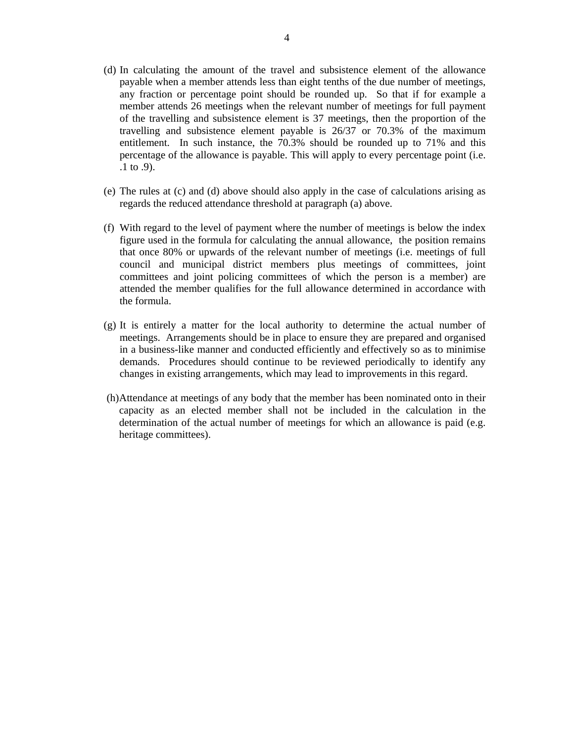(d) In calculating the amount of the travel and subsistence element of the allowance payable when a member attends less than eight tenths of the due number of meetings, any fraction or percentage point should be rounded up. So that if for example a member attends 26 meetings when the relevant number of meetings for full payment of the travelling and subsistence element is 37 meetings, then the proportion of the travelling and subsistence element payable is 26/37 or 70.3% of the maximum entitlement. In such instance, the 70.3% should be rounded up to 71% and this percentage of the allowance is payable. This will apply to every percentage point (i.e. .1 to .9).

(e) The rules at (c) and (d) above should also apply in the case of calculations arising as regards the reduced attendance threshold at paragraph (a) above.

(f) With regard to the level of payment where the number of meetings is below the index figure used in the formula for calculating the annual allowance, the position remains that once 80% or upwards of the relevant number of meetings (i.e. meetings of full council and municipal district members plus meetings of committees, joint committees and joint policing committees of which the person is a member) are attended the member qualifies for the full allowance determined in accordance with the formula.

(g) It is entirely a matter for the local authority to determine the actual number of meetings. Arrangements should be in place to ensure they are prepared and organised in a business-like manner and conducted efficiently and effectively so as to minimise demands. Procedures should continue to be reviewed periodically to identify any changes in existing arrangements, which may lead to improvements in this regard.

(h) Attendance at meetings of any body that the member has been nominated onto in their capacity as an elected member shall not be included in the calculation in the determination of the actual number of meetings for which an allowance is paid (e.g. heritage committees).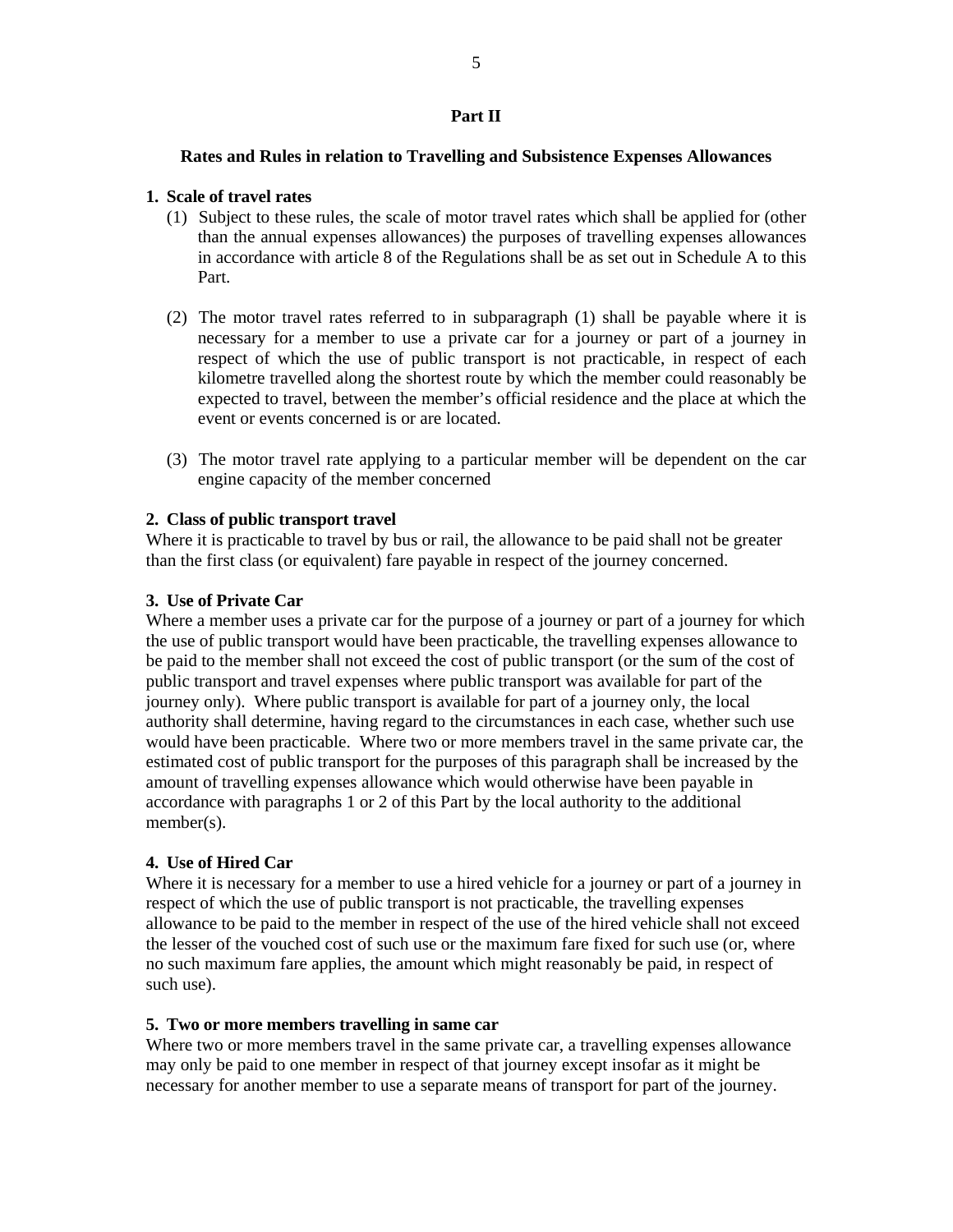## Part II

### Rates and Rules in relation to Travelling and Subsistence Expenses Allowances

**1. Scale of travel rates**

(1) Subject to these rules, the scale of motor travel rates which shall be applied for (other than the annual expenses allowances) the purposes of travelling expenses allowances in accordance with article 8 of the Regulations shall be as set out in Schedule A to this Part.

(2) The motor travel rates referred to in subparagraph (1) shall be payable where it is necessary for a member to use a private car for a journey or part of a journey in respect of which the use of public transport is not practicable, in respect of each kilometre travelled along the shortest route by which the member could reasonably be expected to travel, between the member's official residence and the place at which the event or events concerned is or are located.

(3) The motor travel rate applying to a particular member will be dependent on the car engine capacity of the member concerned

**2. Class of public transport travel**

Where it is practicable to travel by bus or rail, the allowance to be paid shall not be greater than the first class (or equivalent) fare payable in respect of the journey concerned.

**3. Use of Private Car**

Where a member uses a private car for the purpose of a journey or part of a journey for which the use of public transport would have been practicable, the travelling expenses allowance to be paid to the member shall not exceed the cost of public transport (or the sum of the cost of public transport and travel expenses where public transport was available for part of the journey only). Where public transport is available for part of a journey only, the local authority shall determine, having regard to the circumstances in each case, whether such use would have been practicable. Where two or more members travel in the same private car, the estimated cost of public transport for the purposes of this paragraph shall be increased by the amount of travelling expenses allowance which would otherwise have been payable in accordance with paragraphs 1 or 2 of this Part by the local authority to the additional member(s).

**4. Use of Hired Car**

Where it is necessary for a member to use a hired vehicle for a journey or part of a journey in respect of which the use of public transport is not practicable, the travelling expenses allowance to be paid to the member in respect of the use of the hired vehicle shall not exceed the lesser of the vouched cost of such use or the maximum fare fixed for such use (or, where no such maximum fare applies, the amount which might reasonably be paid, in respect of such use).

**5. Two or more members travelling in same car**

Where two or more members travel in the same private car, a travelling expenses allowance may only be paid to one member in respect of that journey except insofar as it might be necessary for another member to use a separate means of transport for part of the journey.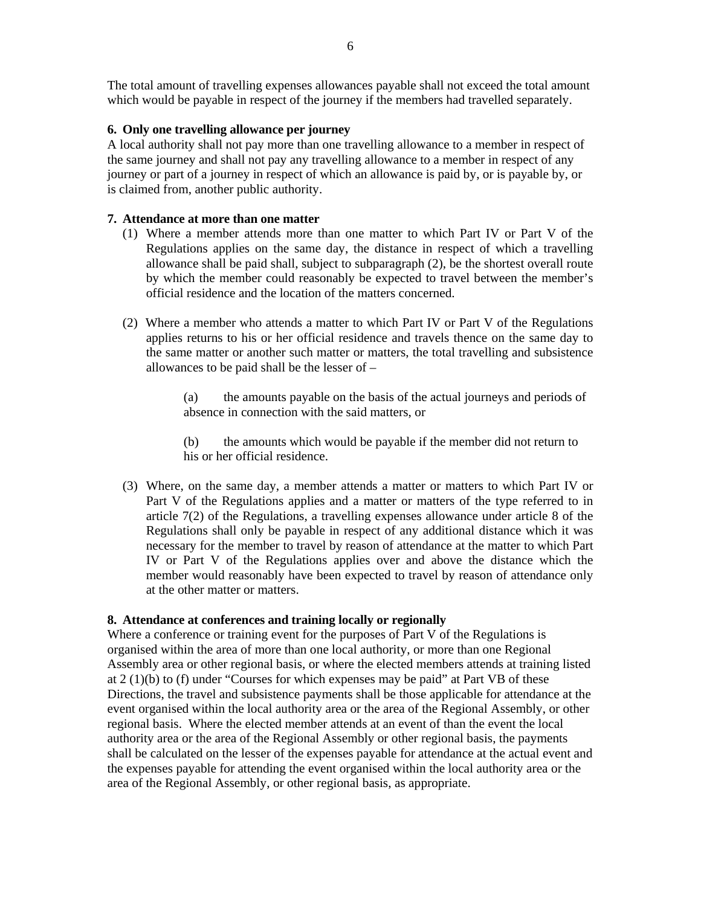The total amount of travelling expenses allowances payable shall not exceed the total amount which would be payable in respect of the journey if the members had travelled separately.

**6. Only one travelling allowance per journey**

A local authority shall not pay more than one travelling allowance to a member in respect of the same journey and shall not pay any travelling allowance to a member in respect of any journey or part of a journey in respect of which an allowance is paid by, or is payable by, or is claimed from, another public authority.

**7. Attendance at more than one matter**

(1) Where a member attends more than one matter to which Part IV or Part V of the Regulations applies on the same day, the distance in respect of which a travelling allowance shall be paid shall, subject to subparagraph (2), be the shortest overall route by which the member could reasonably be expected to travel between the member's official residence and the location of the matters concerned.

(2) Where a member who attends a matter to which Part IV or Part V of the Regulations applies returns to his or her official residence and travels thence on the same day to the same matter or another such matter or matters, the total travelling and subsistence allowances to be paid shall be the lesser of –

> (a) the amounts payable on the basis of the actual journeys and periods of absence in connection with the said matters, or
>
> (b) the amounts which would be payable if the member did not return to his or her official residence.

(3) Where, on the same day, a member attends a matter or matters to which Part IV or Part V of the Regulations applies and a matter or matters of the type referred to in article 7(2) of the Regulations, a travelling expenses allowance under article 8 of the Regulations shall only be payable in respect of any additional distance which it was necessary for the member to travel by reason of attendance at the matter to which Part IV or Part V of the Regulations applies over and above the distance which the member would reasonably have been expected to travel by reason of attendance only at the other matter or matters.

**8. Attendance at conferences and training locally or regionally**

Where a conference or training event for the purposes of Part V of the Regulations is organised within the area of more than one local authority, or more than one Regional Assembly area or other regional basis, or where the elected members attends at training listed at 2 (1)(b) to (f) under "Courses for which expenses may be paid" at Part VB of these Directions, the travel and subsistence payments shall be those applicable for attendance at the event organised within the local authority area or the area of the Regional Assembly, or other regional basis. Where the elected member attends at an event of than the event the local authority area or the area of the Regional Assembly or other regional basis, the payments shall be calculated on the lesser of the expenses payable for attendance at the actual event and the expenses payable for attending the event organised within the local authority area or the area of the Regional Assembly, or other regional basis, as appropriate.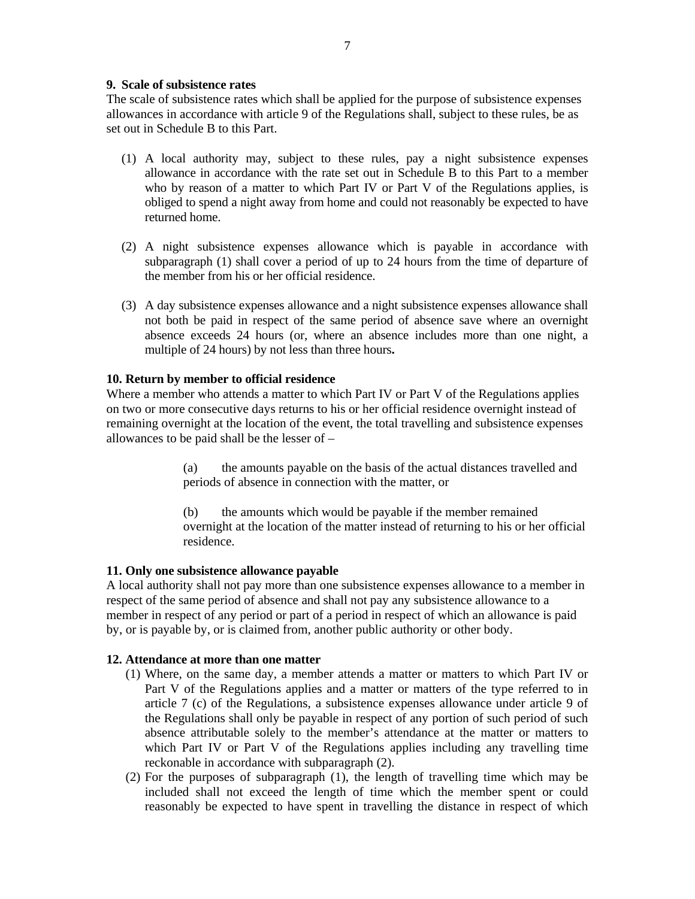**9. Scale of subsistence rates**

The scale of subsistence rates which shall be applied for the purpose of subsistence expenses allowances in accordance with article 9 of the Regulations shall, subject to these rules, be as set out in Schedule B to this Part.

(1) A local authority may, subject to these rules, pay a night subsistence expenses allowance in accordance with the rate set out in Schedule B to this Part to a member who by reason of a matter to which Part IV or Part V of the Regulations applies, is obliged to spend a night away from home and could not reasonably be expected to have returned home.

(2) A night subsistence expenses allowance which is payable in accordance with subparagraph (1) shall cover a period of up to 24 hours from the time of departure of the member from his or her official residence.

(3) A day subsistence expenses allowance and a night subsistence expenses allowance shall not both be paid in respect of the same period of absence save where an overnight absence exceeds 24 hours (or, where an absence includes more than one night, a multiple of 24 hours) by not less than three hours**.**

**10. Return by member to official residence**

Where a member who attends a matter to which Part IV or Part V of the Regulations applies on two or more consecutive days returns to his or her official residence overnight instead of remaining overnight at the location of the event, the total travelling and subsistence expenses allowances to be paid shall be the lesser of –

(a) the amounts payable on the basis of the actual distances travelled and periods of absence in connection with the matter, or

(b) the amounts which would be payable if the member remained overnight at the location of the matter instead of returning to his or her official residence.

**11. Only one subsistence allowance payable**

A local authority shall not pay more than one subsistence expenses allowance to a member in respect of the same period of absence and shall not pay any subsistence allowance to a member in respect of any period or part of a period in respect of which an allowance is paid by, or is payable by, or is claimed from, another public authority or other body.

**12. Attendance at more than one matter**

(1) Where, on the same day, a member attends a matter or matters to which Part IV or Part V of the Regulations applies and a matter or matters of the type referred to in article 7 (c) of the Regulations, a subsistence expenses allowance under article 9 of the Regulations shall only be payable in respect of any portion of such period of such absence attributable solely to the member's attendance at the matter or matters to which Part IV or Part V of the Regulations applies including any travelling time reckonable in accordance with subparagraph (2).

(2) For the purposes of subparagraph (1), the length of travelling time which may be included shall not exceed the length of time which the member spent or could reasonably be expected to have spent in travelling the distance in respect of which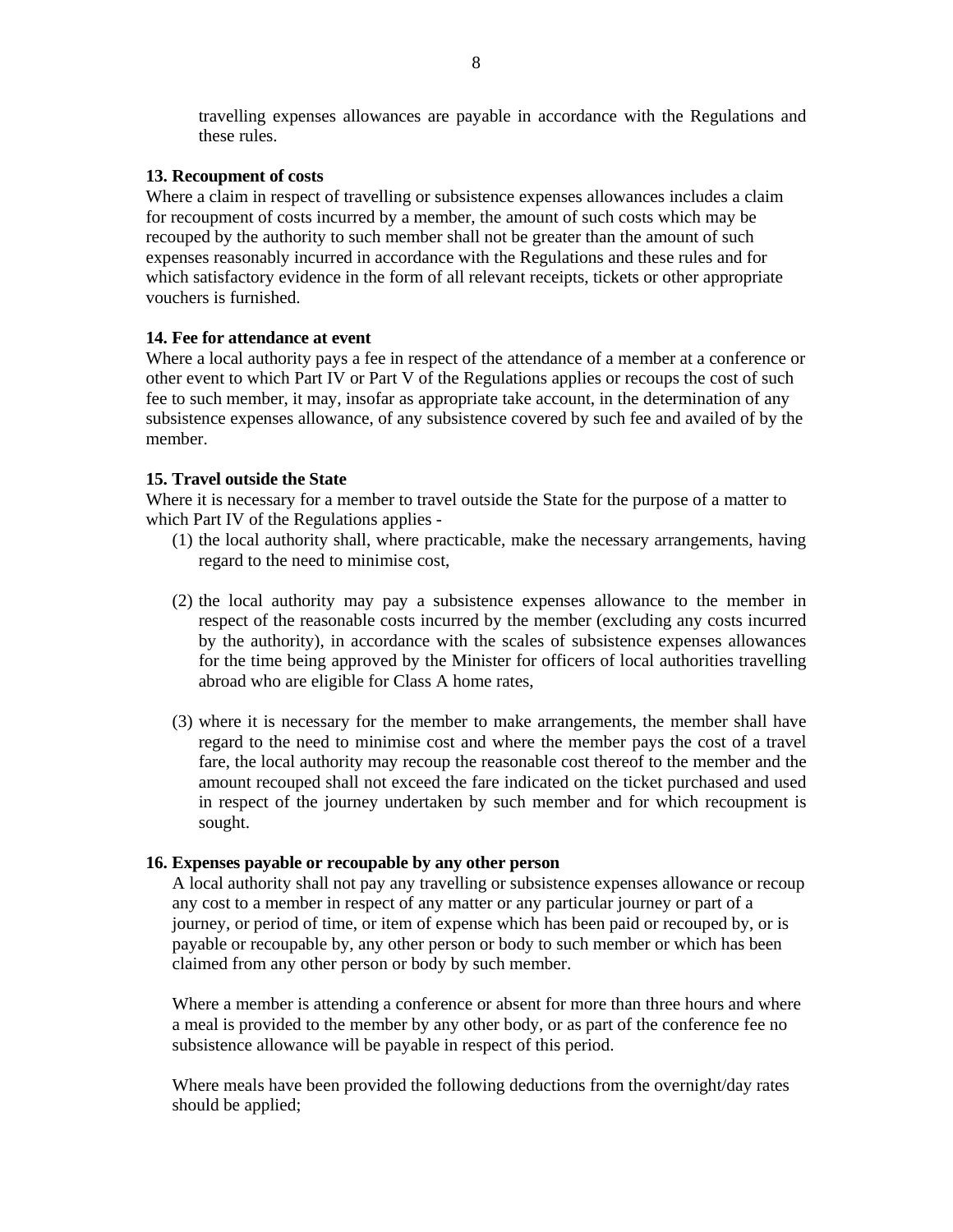travelling expenses allowances are payable in accordance with the Regulations and these rules.

**13. Recoupment of costs**

Where a claim in respect of travelling or subsistence expenses allowances includes a claim for recoupment of costs incurred by a member, the amount of such costs which may be recouped by the authority to such member shall not be greater than the amount of such expenses reasonably incurred in accordance with the Regulations and these rules and for which satisfactory evidence in the form of all relevant receipts, tickets or other appropriate vouchers is furnished.

**14. Fee for attendance at event**

Where a local authority pays a fee in respect of the attendance of a member at a conference or other event to which Part IV or Part V of the Regulations applies or recoups the cost of such fee to such member, it may, insofar as appropriate take account, in the determination of any subsistence expenses allowance, of any subsistence covered by such fee and availed of by the member.

**15. Travel outside the State**

Where it is necessary for a member to travel outside the State for the purpose of a matter to which Part IV of the Regulations applies -

(1) the local authority shall, where practicable, make the necessary arrangements, having regard to the need to minimise cost,

(2) the local authority may pay a subsistence expenses allowance to the member in respect of the reasonable costs incurred by the member (excluding any costs incurred by the authority), in accordance with the scales of subsistence expenses allowances for the time being approved by the Minister for officers of local authorities travelling abroad who are eligible for Class A home rates,

(3) where it is necessary for the member to make arrangements, the member shall have regard to the need to minimise cost and where the member pays the cost of a travel fare, the local authority may recoup the reasonable cost thereof to the member and the amount recouped shall not exceed the fare indicated on the ticket purchased and used in respect of the journey undertaken by such member and for which recoupment is sought.

**16. Expenses payable or recoupable by any other person**

A local authority shall not pay any travelling or subsistence expenses allowance or recoup any cost to a member in respect of any matter or any particular journey or part of a journey, or period of time, or item of expense which has been paid or recouped by, or is payable or recoupable by, any other person or body to such member or which has been claimed from any other person or body by such member.

Where a member is attending a conference or absent for more than three hours and where a meal is provided to the member by any other body, or as part of the conference fee no subsistence allowance will be payable in respect of this period.

Where meals have been provided the following deductions from the overnight/day rates should be applied;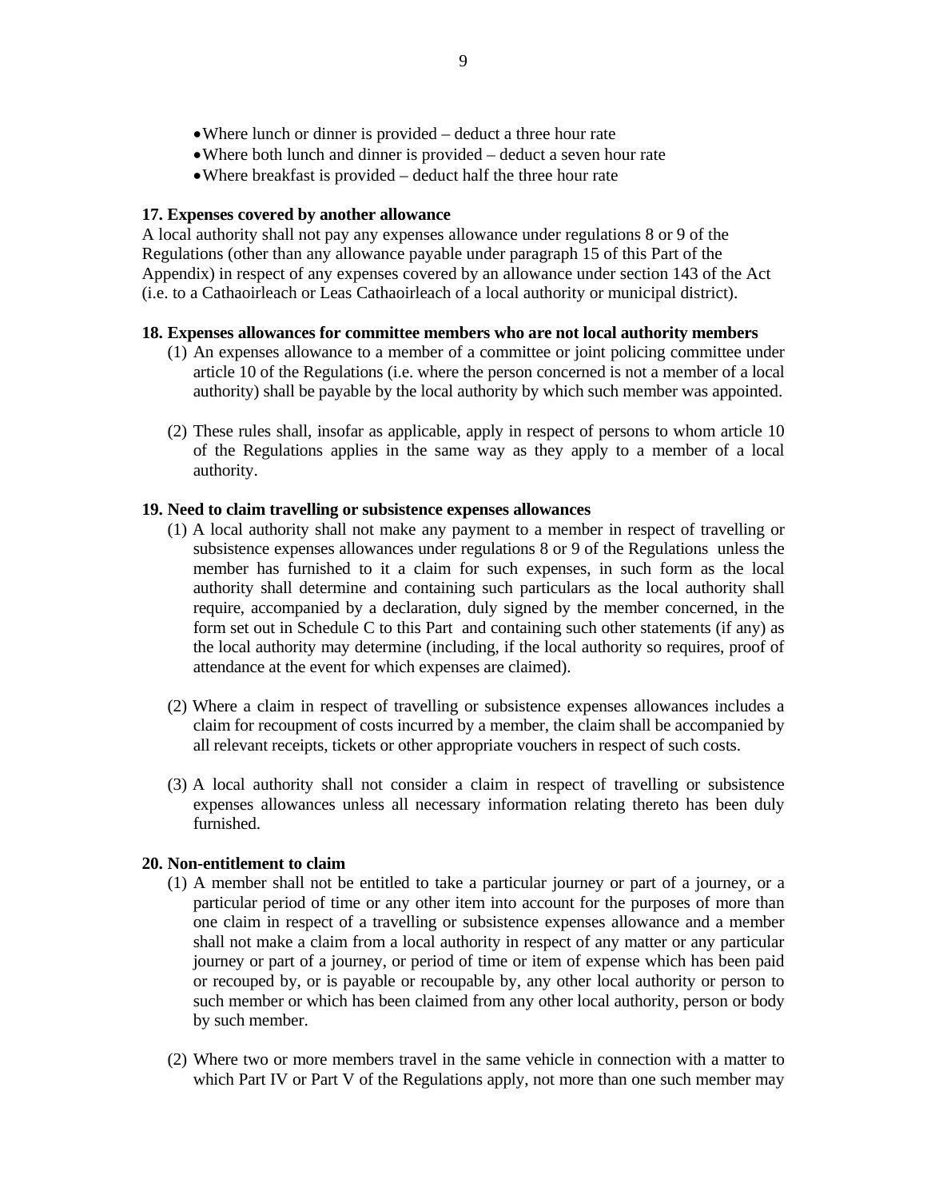- Where lunch or dinner is provided – deduct a three hour rate
- Where both lunch and dinner is provided – deduct a seven hour rate
- Where breakfast is provided – deduct half the three hour rate

**17. Expenses covered by another allowance**

A local authority shall not pay any expenses allowance under regulations 8 or 9 of the Regulations (other than any allowance payable under paragraph 15 of this Part of the Appendix) in respect of any expenses covered by an allowance under section 143 of the Act (i.e. to a Cathaoirleach or Leas Cathaoirleach of a local authority or municipal district).

**18. Expenses allowances for committee members who are not local authority members**

(1) An expenses allowance to a member of a committee or joint policing committee under article 10 of the Regulations (i.e. where the person concerned is not a member of a local authority) shall be payable by the local authority by which such member was appointed.

(2) These rules shall, insofar as applicable, apply in respect of persons to whom article 10 of the Regulations applies in the same way as they apply to a member of a local authority.

**19. Need to claim travelling or subsistence expenses allowances**

(1) A local authority shall not make any payment to a member in respect of travelling or subsistence expenses allowances under regulations 8 or 9 of the Regulations unless the member has furnished to it a claim for such expenses, in such form as the local authority shall determine and containing such particulars as the local authority shall require, accompanied by a declaration, duly signed by the member concerned, in the form set out in Schedule C to this Part and containing such other statements (if any) as the local authority may determine (including, if the local authority so requires, proof of attendance at the event for which expenses are claimed).

(2) Where a claim in respect of travelling or subsistence expenses allowances includes a claim for recoupment of costs incurred by a member, the claim shall be accompanied by all relevant receipts, tickets or other appropriate vouchers in respect of such costs.

(3) A local authority shall not consider a claim in respect of travelling or subsistence expenses allowances unless all necessary information relating thereto has been duly furnished.

**20. Non-entitlement to claim**

(1) A member shall not be entitled to take a particular journey or part of a journey, or a particular period of time or any other item into account for the purposes of more than one claim in respect of a travelling or subsistence expenses allowance and a member shall not make a claim from a local authority in respect of any matter or any particular journey or part of a journey, or period of time or item of expense which has been paid or recouped by, or is payable or recoupable by, any other local authority or person to such member or which has been claimed from any other local authority, person or body by such member.

(2) Where two or more members travel in the same vehicle in connection with a matter to which Part IV or Part V of the Regulations apply, not more than one such member may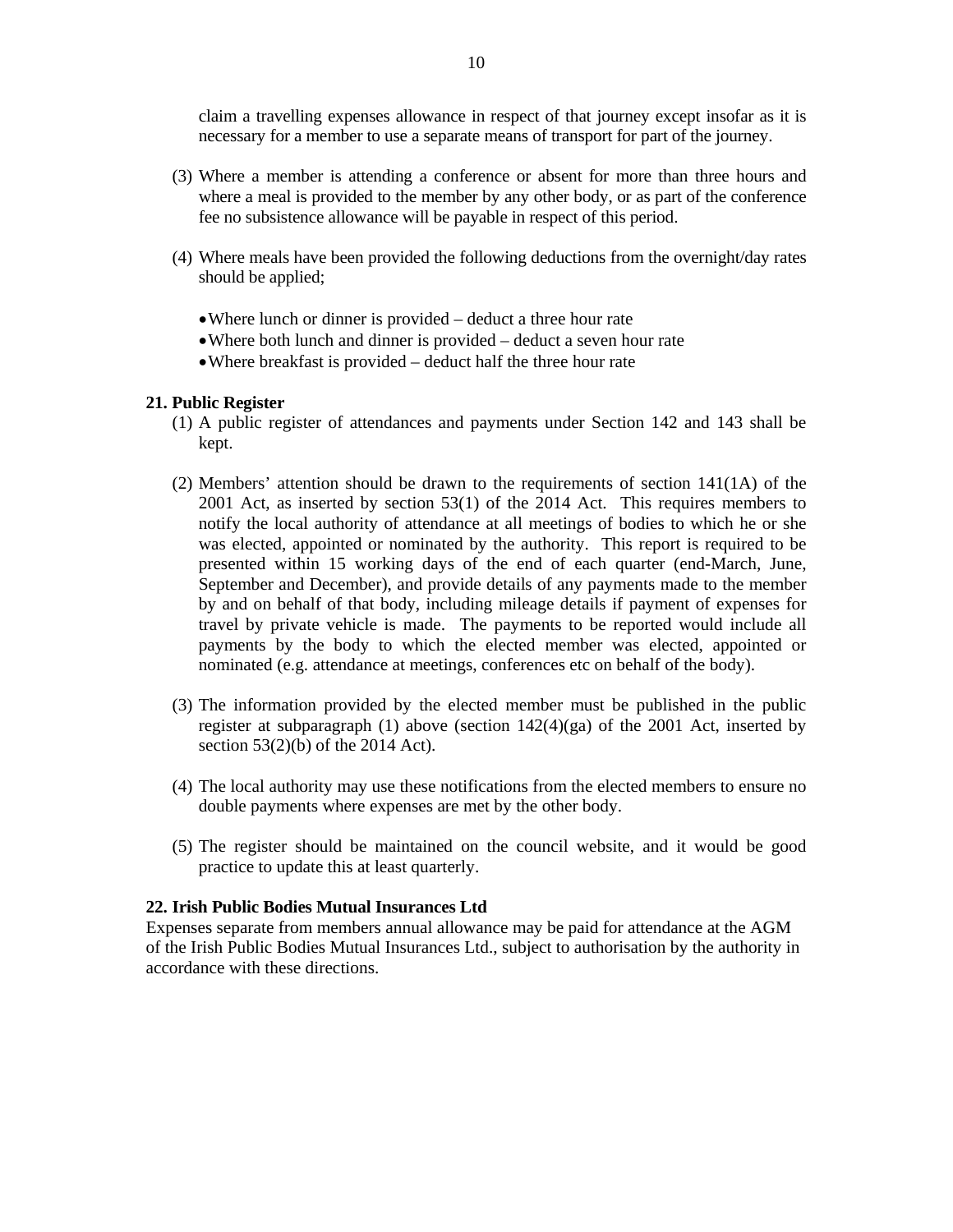claim a travelling expenses allowance in respect of that journey except insofar as it is necessary for a member to use a separate means of transport for part of the journey.

(3) Where a member is attending a conference or absent for more than three hours and where a meal is provided to the member by any other body, or as part of the conference fee no subsistence allowance will be payable in respect of this period.

(4) Where meals have been provided the following deductions from the overnight/day rates should be applied;

- Where lunch or dinner is provided – deduct a three hour rate
- Where both lunch and dinner is provided – deduct a seven hour rate
- Where breakfast is provided – deduct half the three hour rate

**21. Public Register**

(1) A public register of attendances and payments under Section 142 and 143 shall be kept.

(2) Members' attention should be drawn to the requirements of section 141(1A) of the 2001 Act, as inserted by section 53(1) of the 2014 Act. This requires members to notify the local authority of attendance at all meetings of bodies to which he or she was elected, appointed or nominated by the authority. This report is required to be presented within 15 working days of the end of each quarter (end-March, June, September and December), and provide details of any payments made to the member by and on behalf of that body, including mileage details if payment of expenses for travel by private vehicle is made. The payments to be reported would include all payments by the body to which the elected member was elected, appointed or nominated (e.g. attendance at meetings, conferences etc on behalf of the body).

(3) The information provided by the elected member must be published in the public register at subparagraph (1) above (section 142(4)(ga) of the 2001 Act, inserted by section 53(2)(b) of the 2014 Act).

(4) The local authority may use these notifications from the elected members to ensure no double payments where expenses are met by the other body.

(5) The register should be maintained on the council website, and it would be good practice to update this at least quarterly.

**22. Irish Public Bodies Mutual Insurances Ltd**

Expenses separate from members annual allowance may be paid for attendance at the AGM of the Irish Public Bodies Mutual Insurances Ltd., subject to authorisation by the authority in accordance with these directions.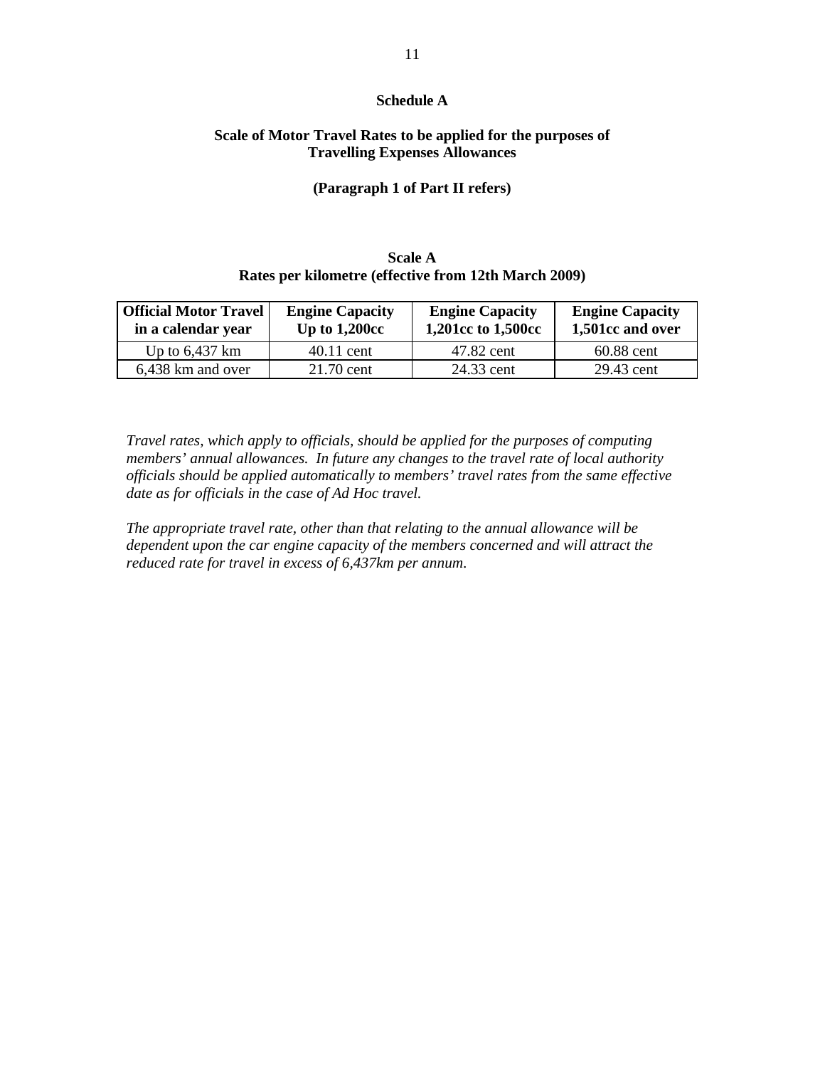## Schedule A

### Scale of Motor Travel Rates to be applied for the purposes of Travelling Expenses Allowances

**(Paragraph 1 of Part II refers)**

**Scale A**
**Rates per kilometre (effective from 12th March 2009)**

| Official Motor Travel in a calendar year | Engine Capacity Up to 1,200cc | Engine Capacity 1,201cc to 1,500cc | Engine Capacity 1,501cc and over |
|---|---|---|---|
| Up to 6,437 km | 40.11 cent | 47.82 cent | 60.88 cent |
| 6,438 km and over | 21.70 cent | 24.33 cent | 29.43 cent |

*Travel rates, which apply to officials, should be applied for the purposes of computing members' annual allowances. In future any changes to the travel rate of local authority officials should be applied automatically to members' travel rates from the same effective date as for officials in the case of Ad Hoc travel.*

*The appropriate travel rate, other than that relating to the annual allowance will be dependent upon the car engine capacity of the members concerned and will attract the reduced rate for travel in excess of 6,437km per annum.*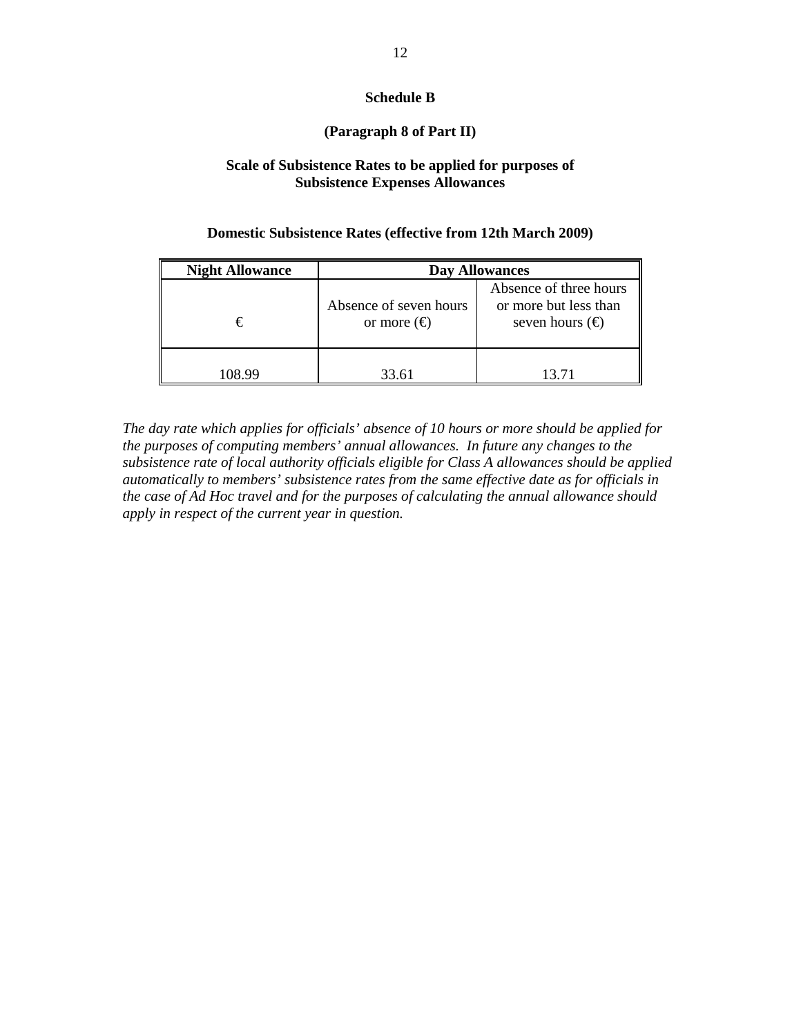## Schedule B

**(Paragraph 8 of Part II)**

**Scale of Subsistence Rates to be applied for purposes of Subsistence Expenses Allowances**

**Domestic Subsistence Rates (effective from 12th March 2009)**

| **Night Allowance** | **Day Allowances** | |
|---|---|---|
| € | Absence of seven hours or more (€) | Absence of three hours or more but less than seven hours (€) |
| 108.99 | 33.61 | 13.71 |

*The day rate which applies for officials' absence of 10 hours or more should be applied for the purposes of computing members' annual allowances. In future any changes to the subsistence rate of local authority officials eligible for Class A allowances should be applied automatically to members' subsistence rates from the same effective date as for officials in the case of Ad Hoc travel and for the purposes of calculating the annual allowance should apply in respect of the current year in question.*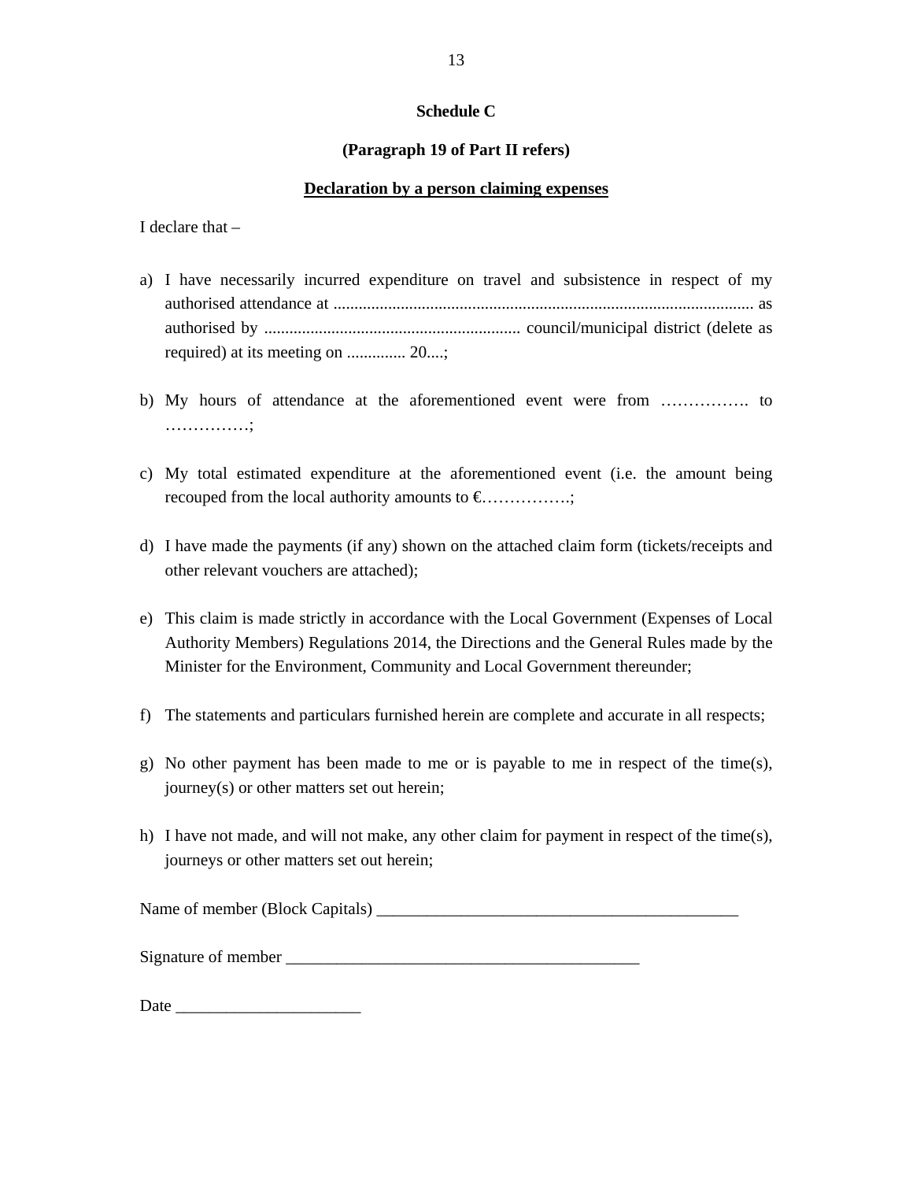**Schedule C**

**(Paragraph 19 of Part II refers)**

**<u>Declaration by a person claiming expenses</u>**

I declare that –

a) I have necessarily incurred expenditure on travel and subsistence in respect of my authorised attendance at .................................................................................................... as authorised by ............................................................. council/municipal district (delete as required) at its meeting on .............. 20....;

b) My hours of attendance at the aforementioned event were from ……………. to ……………;

c) My total estimated expenditure at the aforementioned event (i.e. the amount being recouped from the local authority amounts to €…………….;

d) I have made the payments (if any) shown on the attached claim form (tickets/receipts and other relevant vouchers are attached);

e) This claim is made strictly in accordance with the Local Government (Expenses of Local Authority Members) Regulations 2014, the Directions and the General Rules made by the Minister for the Environment, Community and Local Government thereunder;

f) The statements and particulars furnished herein are complete and accurate in all respects;

g) No other payment has been made to me or is payable to me in respect of the time(s), journey(s) or other matters set out herein;

h) I have not made, and will not make, any other claim for payment in respect of the time(s), journeys or other matters set out herein;

Name of member (Block Capitals) ___________________________________________

Signature of member __________________________________________

Date _____________________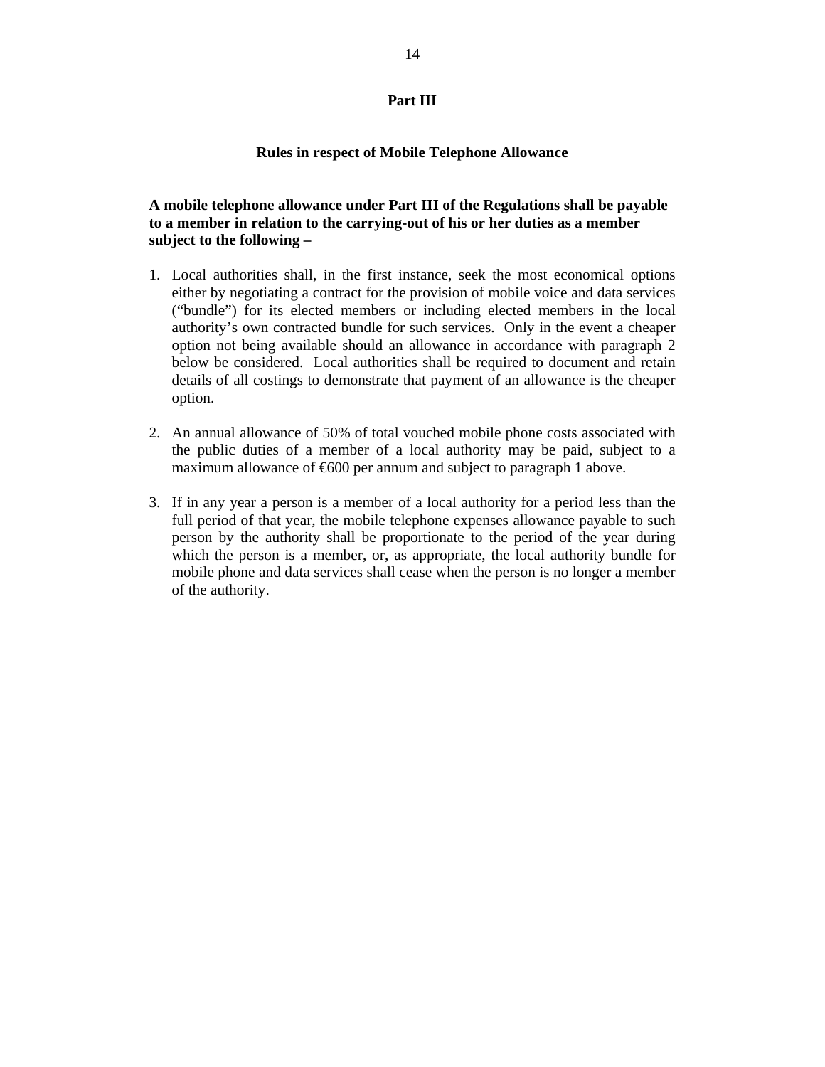## Part III

### Rules in respect of Mobile Telephone Allowance

**A mobile telephone allowance under Part III of the Regulations shall be payable to a member in relation to the carrying-out of his or her duties as a member subject to the following –**

1. Local authorities shall, in the first instance, seek the most economical options either by negotiating a contract for the provision of mobile voice and data services ("bundle") for its elected members or including elected members in the local authority's own contracted bundle for such services. Only in the event a cheaper option not being available should an allowance in accordance with paragraph 2 below be considered. Local authorities shall be required to document and retain details of all costings to demonstrate that payment of an allowance is the cheaper option.

2. An annual allowance of 50% of total vouched mobile phone costs associated with the public duties of a member of a local authority may be paid, subject to a maximum allowance of €600 per annum and subject to paragraph 1 above.

3. If in any year a person is a member of a local authority for a period less than the full period of that year, the mobile telephone expenses allowance payable to such person by the authority shall be proportionate to the period of the year during which the person is a member, or, as appropriate, the local authority bundle for mobile phone and data services shall cease when the person is no longer a member of the authority.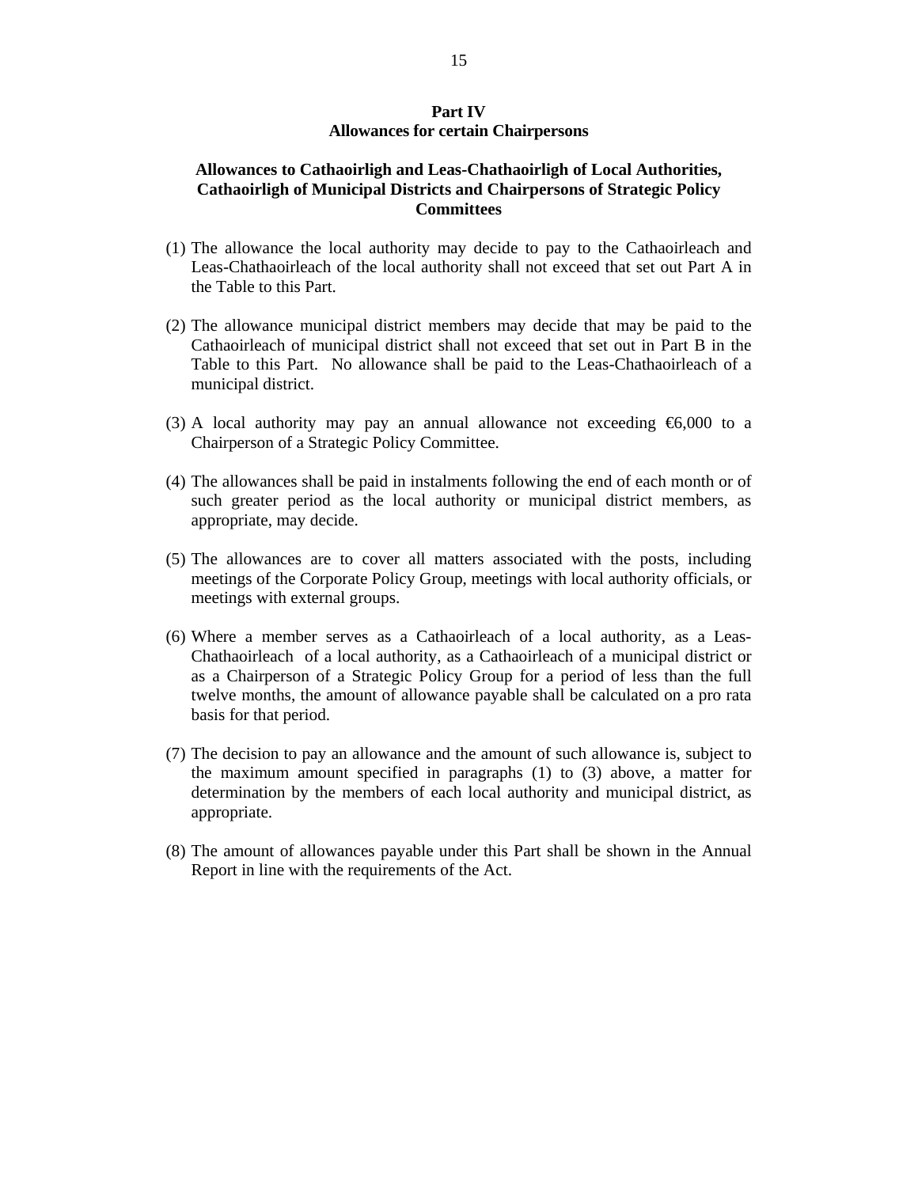## Part IV
## Allowances for certain Chairpersons

### Allowances to Cathaoirligh and Leas-Chathaoirligh of Local Authorities, Cathaoirligh of Municipal Districts and Chairpersons of Strategic Policy Committees

(1) The allowance the local authority may decide to pay to the Cathaoirleach and Leas-Chathaoirleach of the local authority shall not exceed that set out Part A in the Table to this Part.

(2) The allowance municipal district members may decide that may be paid to the Cathaoirleach of municipal district shall not exceed that set out in Part B in the Table to this Part. No allowance shall be paid to the Leas-Chathaoirleach of a municipal district.

(3) A local authority may pay an annual allowance not exceeding €6,000 to a Chairperson of a Strategic Policy Committee.

(4) The allowances shall be paid in instalments following the end of each month or of such greater period as the local authority or municipal district members, as appropriate, may decide.

(5) The allowances are to cover all matters associated with the posts, including meetings of the Corporate Policy Group, meetings with local authority officials, or meetings with external groups.

(6) Where a member serves as a Cathaoirleach of a local authority, as a Leas-Chathaoirleach of a local authority, as a Cathaoirleach of a municipal district or as a Chairperson of a Strategic Policy Group for a period of less than the full twelve months, the amount of allowance payable shall be calculated on a pro rata basis for that period.

(7) The decision to pay an allowance and the amount of such allowance is, subject to the maximum amount specified in paragraphs (1) to (3) above, a matter for determination by the members of each local authority and municipal district, as appropriate.

(8) The amount of allowances payable under this Part shall be shown in the Annual Report in line with the requirements of the Act.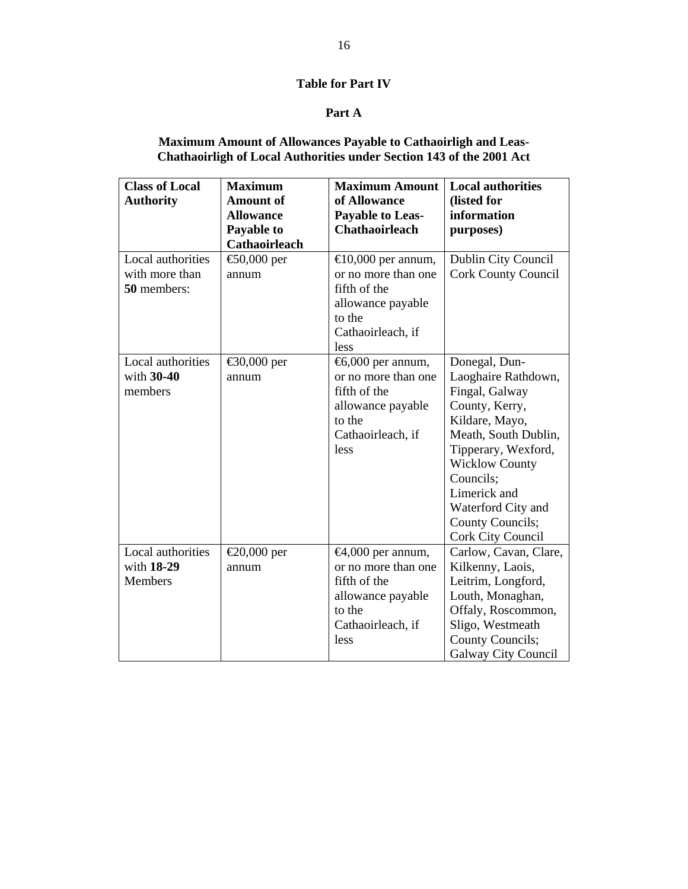## Table for Part IV

### Part A

### Maximum Amount of Allowances Payable to Cathaoirligh and Leas-Chathaoirligh of Local Authorities under Section 143 of the 2001 Act

| Class of Local Authority | Maximum Amount of Allowance Payable to Cathaoirleach | Maximum Amount of Allowance Payable to Leas-Chathaoirleach | Local authorities (listed for information purposes) |
|---|---|---|---|
| Local authorities with more than **50** members: | €50,000 per annum | €10,000 per annum, or no more than one fifth of the allowance payable to the Cathaoirleach, if less | Dublin City Council Cork County Council |
| Local authorities with **30-40** members | €30,000 per annum | €6,000 per annum, or no more than one fifth of the allowance payable to the Cathaoirleach, if less | Donegal, Dun-Laoghaire Rathdown, Fingal, Galway County, Kerry, Kildare, Mayo, Meath, South Dublin, Tipperary, Wexford, Wicklow County Councils; Limerick and Waterford City and County Councils; Cork City Council |
| Local authorities with **18-29** Members | €20,000 per annum | €4,000 per annum, or no more than one fifth of the allowance payable to the Cathaoirleach, if less | Carlow, Cavan, Clare, Kilkenny, Laois, Leitrim, Longford, Louth, Monaghan, Offaly, Roscommon, Sligo, Westmeath County Councils; Galway City Council |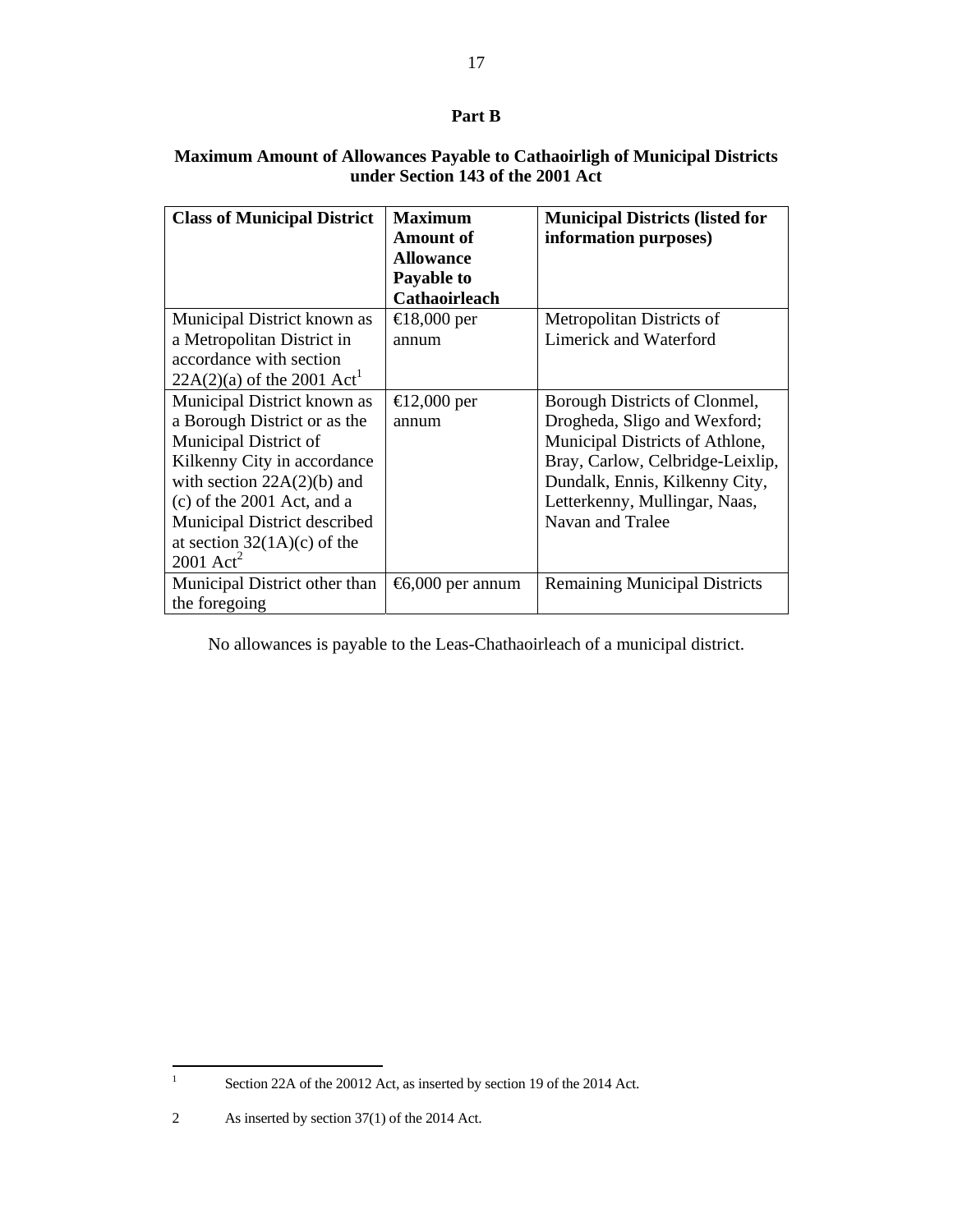## Part B

### Maximum Amount of Allowances Payable to Cathaoirligh of Municipal Districts under Section 143 of the 2001 Act

| Class of Municipal District | Maximum Amount of Allowance Payable to Cathaoirleach | Municipal Districts (listed for information purposes) |
|---|---|---|
| Municipal District known as a Metropolitan District in accordance with section 22A(2)(a) of the 2001 Act[1] | €18,000 per annum | Metropolitan Districts of Limerick and Waterford |
| Municipal District known as a Borough District or as the Municipal District of Kilkenny City in accordance with section 22A(2)(b) and (c) of the 2001 Act, and a Municipal District described at section 32(1A)(c) of the 2001 Act[2] | €12,000 per annum | Borough Districts of Clonmel, Drogheda, Sligo and Wexford; Municipal Districts of Athlone, Bray, Carlow, Celbridge-Leixlip, Dundalk, Ennis, Kilkenny City, Letterkenny, Mullingar, Naas, Navan and Tralee |
| Municipal District other than the foregoing | €6,000 per annum | Remaining Municipal Districts |

No allowances is payable to the Leas-Chathaoirleach of a municipal district.

---

[1] Section 22A of the 20012 Act, as inserted by section 19 of the 2014 Act.

[2] As inserted by section 37(1) of the 2014 Act.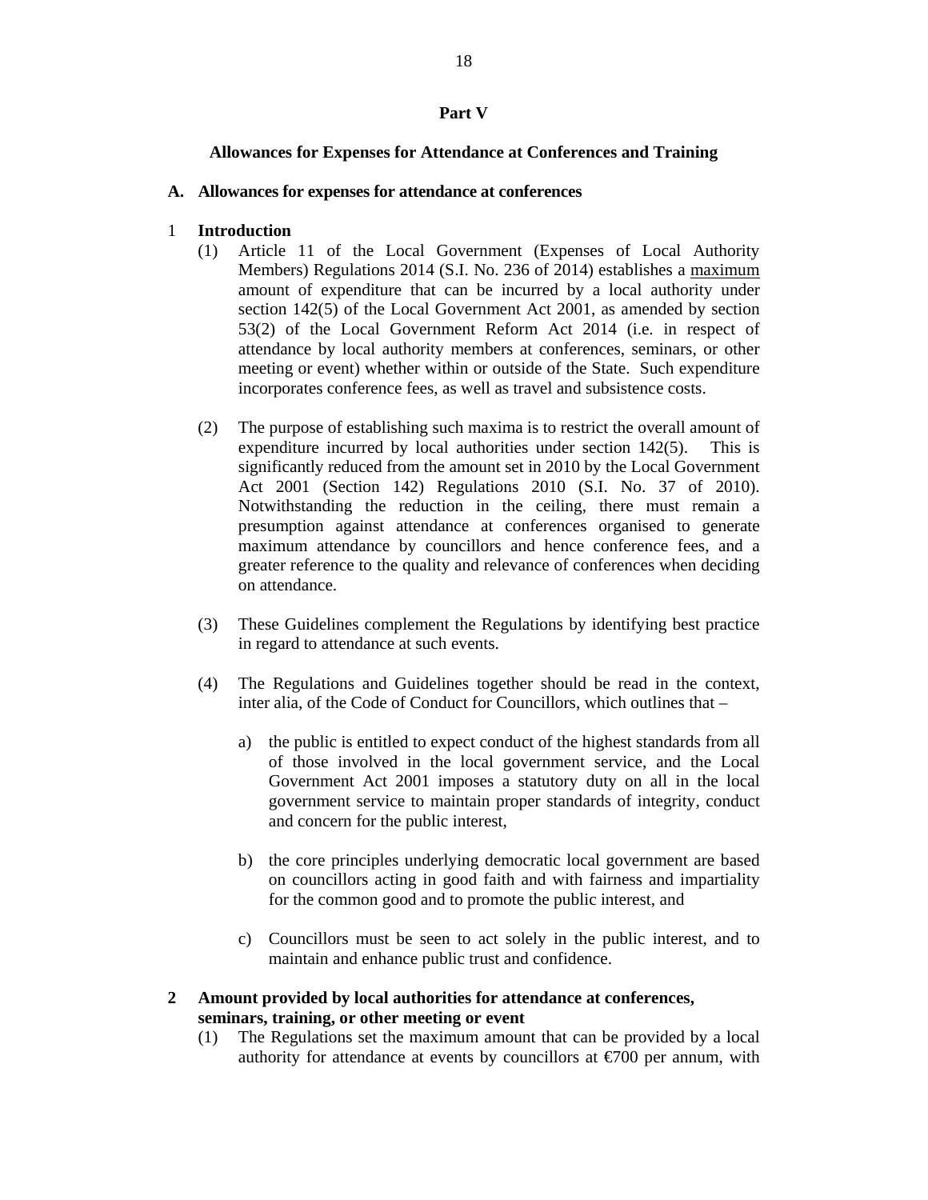## Part V

### Allowances for Expenses for Attendance at Conferences and Training

**A. Allowances for expenses for attendance at conferences**

1 **Introduction**

(1) Article 11 of the Local Government (Expenses of Local Authority Members) Regulations 2014 (S.I. No. 236 of 2014) establishes a maximum amount of expenditure that can be incurred by a local authority under section 142(5) of the Local Government Act 2001, as amended by section 53(2) of the Local Government Reform Act 2014 (i.e. in respect of attendance by local authority members at conferences, seminars, or other meeting or event) whether within or outside of the State. Such expenditure incorporates conference fees, as well as travel and subsistence costs.

(2) The purpose of establishing such maxima is to restrict the overall amount of expenditure incurred by local authorities under section 142(5). This is significantly reduced from the amount set in 2010 by the Local Government Act 2001 (Section 142) Regulations 2010 (S.I. No. 37 of 2010). Notwithstanding the reduction in the ceiling, there must remain a presumption against attendance at conferences organised to generate maximum attendance by councillors and hence conference fees, and a greater reference to the quality and relevance of conferences when deciding on attendance.

(3) These Guidelines complement the Regulations by identifying best practice in regard to attendance at such events.

(4) The Regulations and Guidelines together should be read in the context, inter alia, of the Code of Conduct for Councillors, which outlines that –

a) the public is entitled to expect conduct of the highest standards from all of those involved in the local government service, and the Local Government Act 2001 imposes a statutory duty on all in the local government service to maintain proper standards of integrity, conduct and concern for the public interest,

b) the core principles underlying democratic local government are based on councillors acting in good faith and with fairness and impartiality for the common good and to promote the public interest, and

c) Councillors must be seen to act solely in the public interest, and to maintain and enhance public trust and confidence.

**2 Amount provided by local authorities for attendance at conferences, seminars, training, or other meeting or event**

(1) The Regulations set the maximum amount that can be provided by a local authority for attendance at events by councillors at €700 per annum, with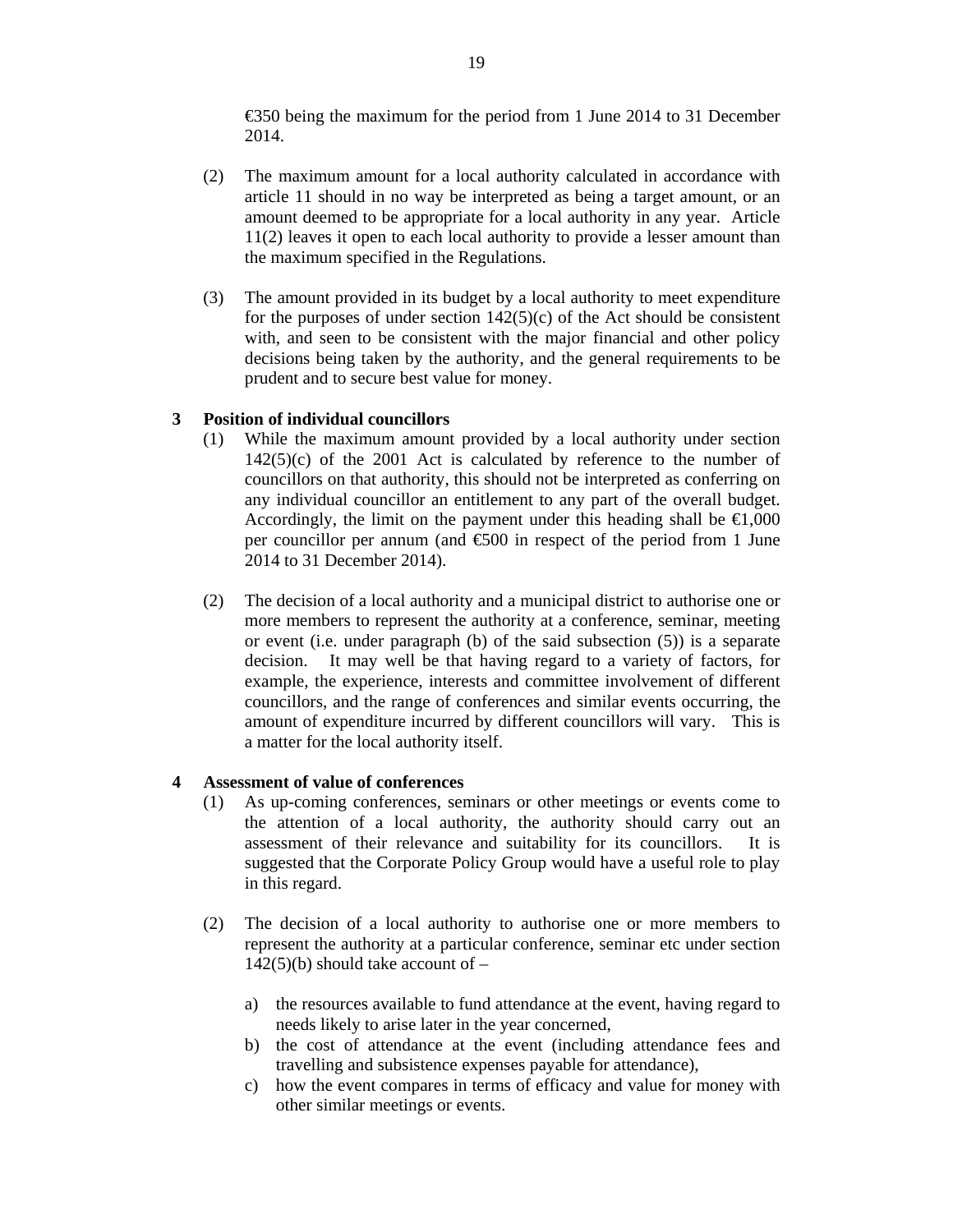€350 being the maximum for the period from 1 June 2014 to 31 December 2014.

(2) The maximum amount for a local authority calculated in accordance with article 11 should in no way be interpreted as being a target amount, or an amount deemed to be appropriate for a local authority in any year. Article 11(2) leaves it open to each local authority to provide a lesser amount than the maximum specified in the Regulations.

(3) The amount provided in its budget by a local authority to meet expenditure for the purposes of under section 142(5)(c) of the Act should be consistent with, and seen to be consistent with the major financial and other policy decisions being taken by the authority, and the general requirements to be prudent and to secure best value for money.

**3 Position of individual councillors**

(1) While the maximum amount provided by a local authority under section 142(5)(c) of the 2001 Act is calculated by reference to the number of councillors on that authority, this should not be interpreted as conferring on any individual councillor an entitlement to any part of the overall budget. Accordingly, the limit on the payment under this heading shall be €1,000 per councillor per annum (and €500 in respect of the period from 1 June 2014 to 31 December 2014).

(2) The decision of a local authority and a municipal district to authorise one or more members to represent the authority at a conference, seminar, meeting or event (i.e. under paragraph (b) of the said subsection (5)) is a separate decision. It may well be that having regard to a variety of factors, for example, the experience, interests and committee involvement of different councillors, and the range of conferences and similar events occurring, the amount of expenditure incurred by different councillors will vary. This is a matter for the local authority itself.

**4 Assessment of value of conferences**

(1) As up-coming conferences, seminars or other meetings or events come to the attention of a local authority, the authority should carry out an assessment of their relevance and suitability for its councillors. It is suggested that the Corporate Policy Group would have a useful role to play in this regard.

(2) The decision of a local authority to authorise one or more members to represent the authority at a particular conference, seminar etc under section 142(5)(b) should take account of –

a) the resources available to fund attendance at the event, having regard to needs likely to arise later in the year concerned,
b) the cost of attendance at the event (including attendance fees and travelling and subsistence expenses payable for attendance),
c) how the event compares in terms of efficacy and value for money with other similar meetings or events.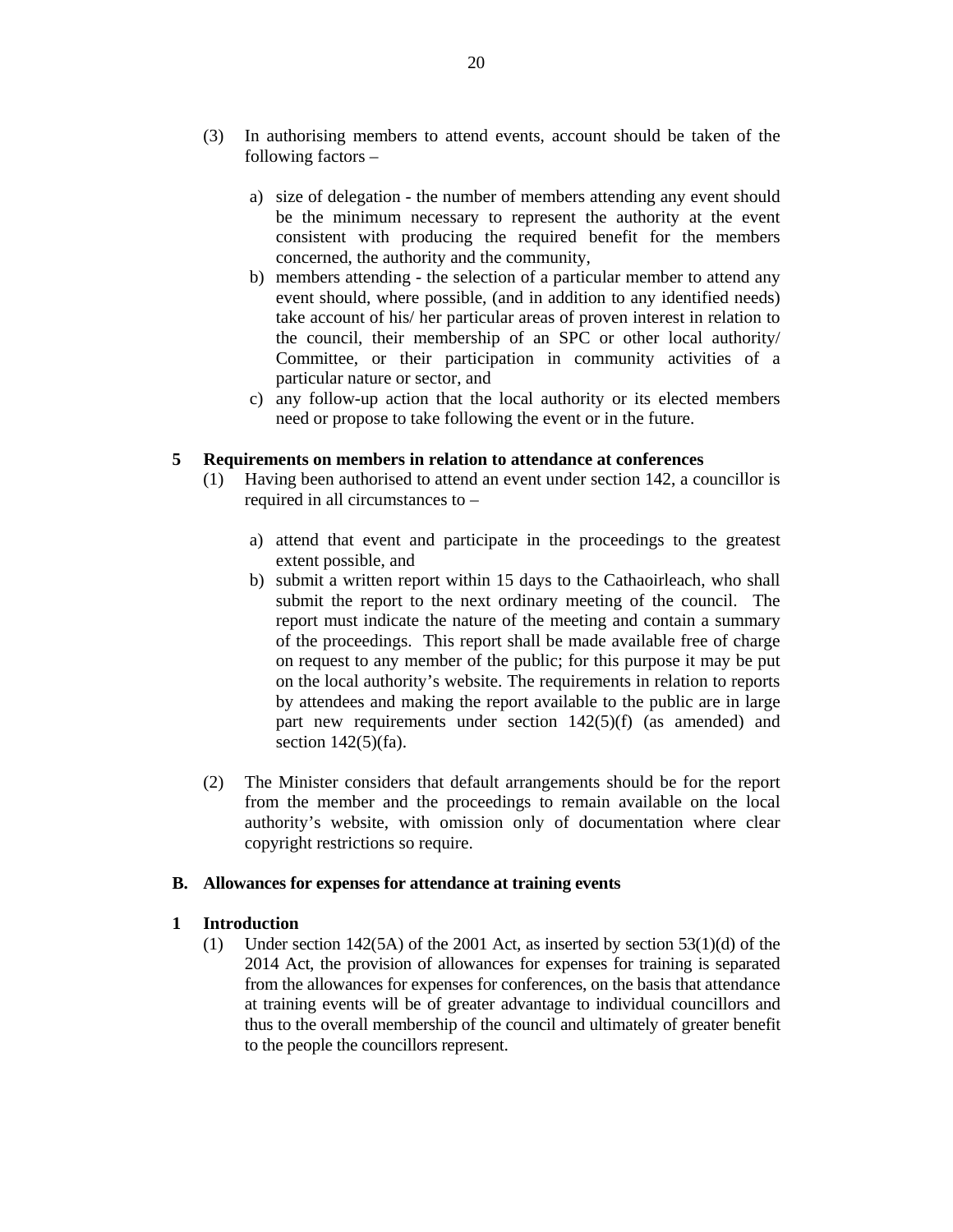(3) In authorising members to attend events, account should be taken of the following factors –

a) size of delegation - the number of members attending any event should be the minimum necessary to represent the authority at the event consistent with producing the required benefit for the members concerned, the authority and the community,
b) members attending - the selection of a particular member to attend any event should, where possible, (and in addition to any identified needs) take account of his/ her particular areas of proven interest in relation to the council, their membership of an SPC or other local authority/ Committee, or their participation in community activities of a particular nature or sector, and
c) any follow-up action that the local authority or its elected members need or propose to take following the event or in the future.

**5 Requirements on members in relation to attendance at conferences**

(1) Having been authorised to attend an event under section 142, a councillor is required in all circumstances to –

a) attend that event and participate in the proceedings to the greatest extent possible, and
b) submit a written report within 15 days to the Cathaoirleach, who shall submit the report to the next ordinary meeting of the council. The report must indicate the nature of the meeting and contain a summary of the proceedings. This report shall be made available free of charge on request to any member of the public; for this purpose it may be put on the local authority's website. The requirements in relation to reports by attendees and making the report available to the public are in large part new requirements under section 142(5)(f) (as amended) and section 142(5)(fa).

(2) The Minister considers that default arrangements should be for the report from the member and the proceedings to remain available on the local authority's website, with omission only of documentation where clear copyright restrictions so require.

**B. Allowances for expenses for attendance at training events**

**1 Introduction**

(1) Under section 142(5A) of the 2001 Act, as inserted by section 53(1)(d) of the 2014 Act, the provision of allowances for expenses for training is separated from the allowances for expenses for conferences, on the basis that attendance at training events will be of greater advantage to individual councillors and thus to the overall membership of the council and ultimately of greater benefit to the people the councillors represent.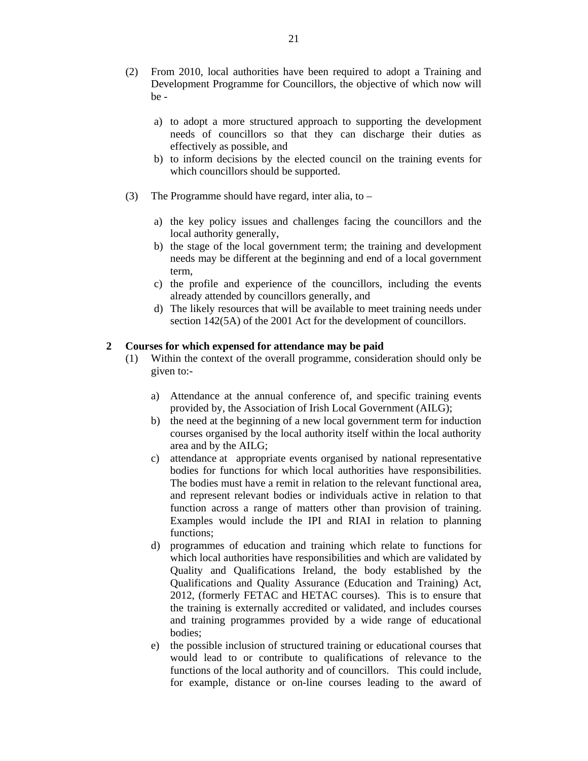(2) From 2010, local authorities have been required to adopt a Training and Development Programme for Councillors, the objective of which now will be -

a) to adopt a more structured approach to supporting the development needs of councillors so that they can discharge their duties as effectively as possible, and
b) to inform decisions by the elected council on the training events for which councillors should be supported.

(3) The Programme should have regard, inter alia, to –

a) the key policy issues and challenges facing the councillors and the local authority generally,
b) the stage of the local government term; the training and development needs may be different at the beginning and end of a local government term,
c) the profile and experience of the councillors, including the events already attended by councillors generally, and
d) The likely resources that will be available to meet training needs under section 142(5A) of the 2001 Act for the development of councillors.

**2 Courses for which expensed for attendance may be paid**

(1) Within the context of the overall programme, consideration should only be given to:-

a) Attendance at the annual conference of, and specific training events provided by, the Association of Irish Local Government (AILG);
b) the need at the beginning of a new local government term for induction courses organised by the local authority itself within the local authority area and by the AILG;
c) attendance at appropriate events organised by national representative bodies for functions for which local authorities have responsibilities. The bodies must have a remit in relation to the relevant functional area, and represent relevant bodies or individuals active in relation to that function across a range of matters other than provision of training. Examples would include the IPI and RIAI in relation to planning functions;
d) programmes of education and training which relate to functions for which local authorities have responsibilities and which are validated by Quality and Qualifications Ireland, the body established by the Qualifications and Quality Assurance (Education and Training) Act, 2012, (formerly FETAC and HETAC courses). This is to ensure that the training is externally accredited or validated, and includes courses and training programmes provided by a wide range of educational bodies;
e) the possible inclusion of structured training or educational courses that would lead to or contribute to qualifications of relevance to the functions of the local authority and of councillors. This could include, for example, distance or on-line courses leading to the award of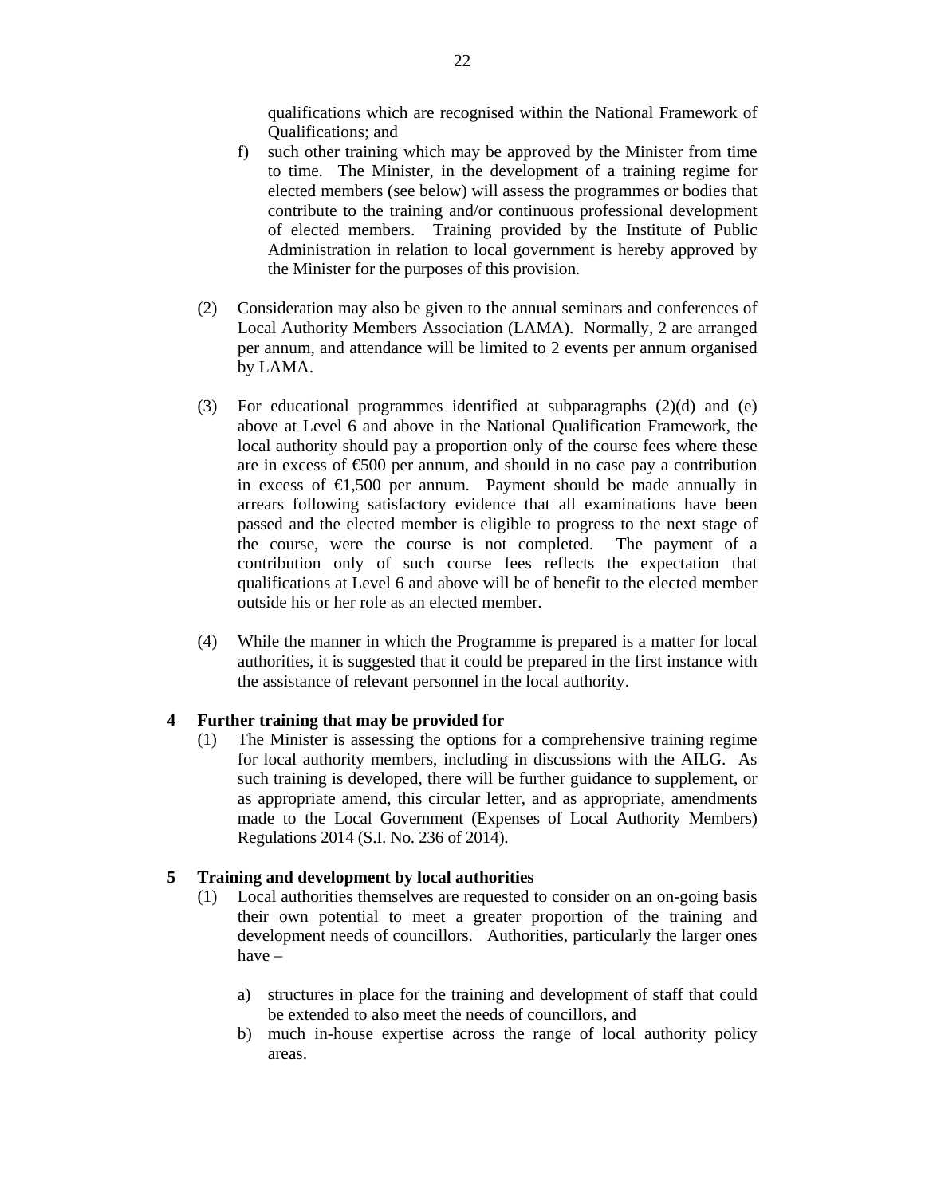qualifications which are recognised within the National Framework of Qualifications; and

f) such other training which may be approved by the Minister from time to time. The Minister, in the development of a training regime for elected members (see below) will assess the programmes or bodies that contribute to the training and/or continuous professional development of elected members. Training provided by the Institute of Public Administration in relation to local government is hereby approved by the Minister for the purposes of this provision.

(2) Consideration may also be given to the annual seminars and conferences of Local Authority Members Association (LAMA). Normally, 2 are arranged per annum, and attendance will be limited to 2 events per annum organised by LAMA.

(3) For educational programmes identified at subparagraphs (2)(d) and (e) above at Level 6 and above in the National Qualification Framework, the local authority should pay a proportion only of the course fees where these are in excess of €500 per annum, and should in no case pay a contribution in excess of €1,500 per annum. Payment should be made annually in arrears following satisfactory evidence that all examinations have been passed and the elected member is eligible to progress to the next stage of the course, were the course is not completed. The payment of a contribution only of such course fees reflects the expectation that qualifications at Level 6 and above will be of benefit to the elected member outside his or her role as an elected member.

(4) While the manner in which the Programme is prepared is a matter for local authorities, it is suggested that it could be prepared in the first instance with the assistance of relevant personnel in the local authority.

**4 Further training that may be provided for**

(1) The Minister is assessing the options for a comprehensive training regime for local authority members, including in discussions with the AILG. As such training is developed, there will be further guidance to supplement, or as appropriate amend, this circular letter, and as appropriate, amendments made to the Local Government (Expenses of Local Authority Members) Regulations 2014 (S.I. No. 236 of 2014).

**5 Training and development by local authorities**

(1) Local authorities themselves are requested to consider on an on-going basis their own potential to meet a greater proportion of the training and development needs of councillors. Authorities, particularly the larger ones have –

a) structures in place for the training and development of staff that could be extended to also meet the needs of councillors, and
b) much in-house expertise across the range of local authority policy areas.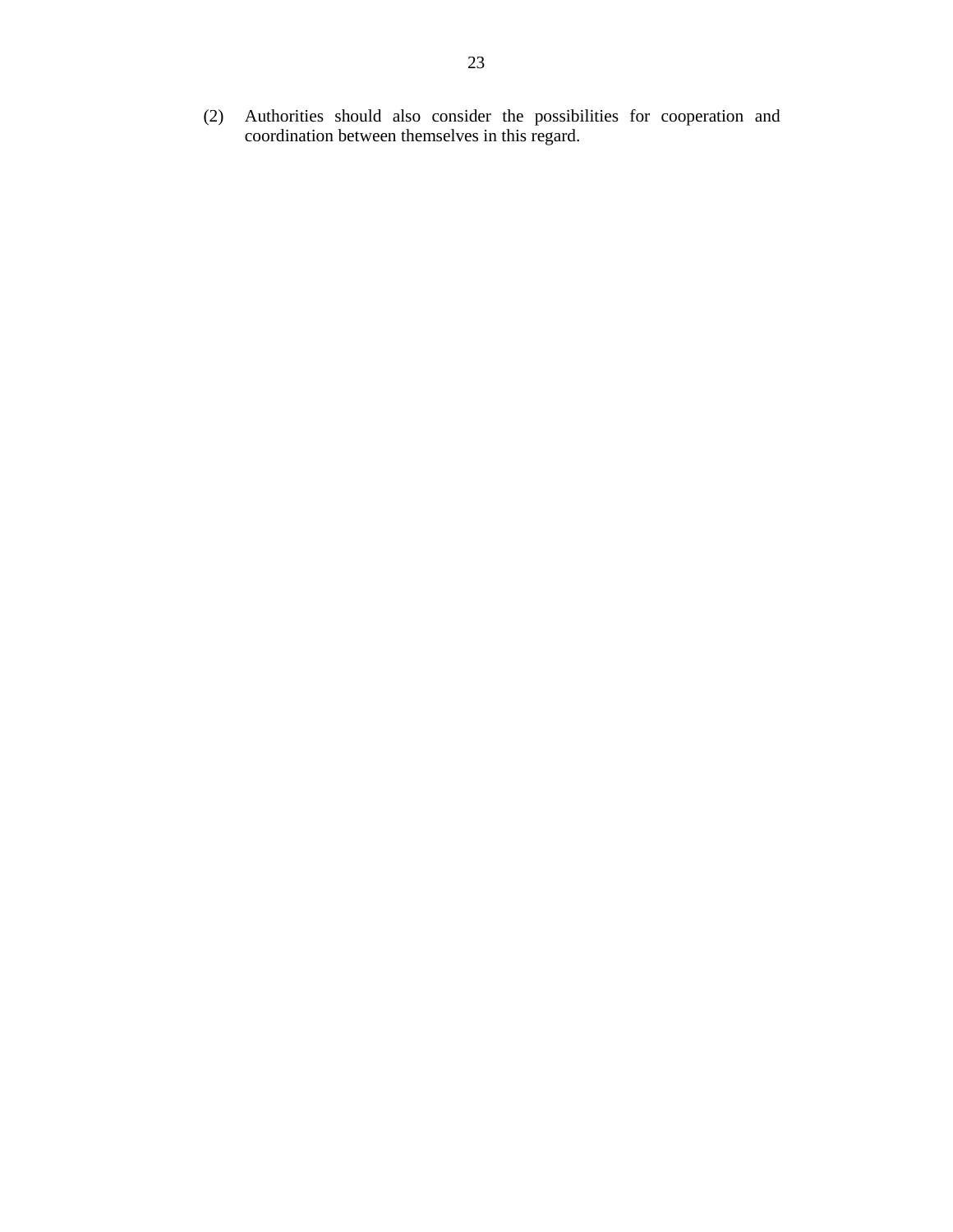(2) Authorities should also consider the possibilities for cooperation and coordination between themselves in this regard.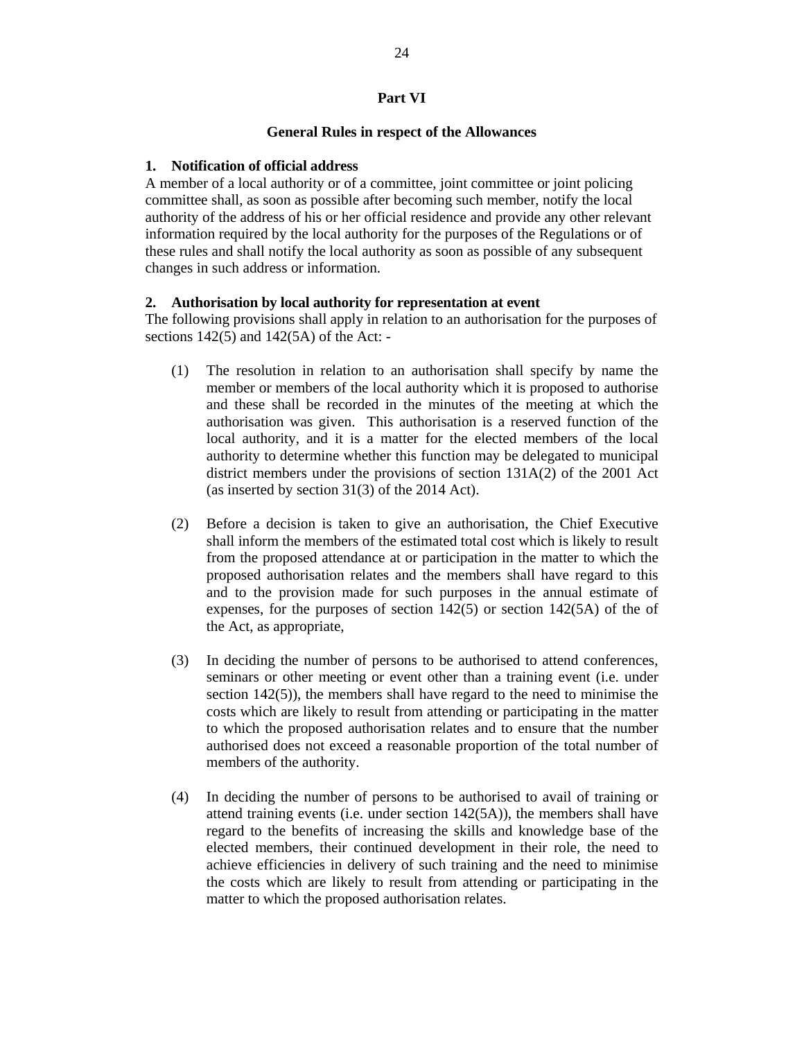# Part VI

## General Rules in respect of the Allowances

### 1. Notification of official address

A member of a local authority or of a committee, joint committee or joint policing committee shall, as soon as possible after becoming such member, notify the local authority of the address of his or her official residence and provide any other relevant information required by the local authority for the purposes of the Regulations or of these rules and shall notify the local authority as soon as possible of any subsequent changes in such address or information.

### 2. Authorisation by local authority for representation at event

The following provisions shall apply in relation to an authorisation for the purposes of sections 142(5) and 142(5A) of the Act: -

(1) The resolution in relation to an authorisation shall specify by name the member or members of the local authority which it is proposed to authorise and these shall be recorded in the minutes of the meeting at which the authorisation was given. This authorisation is a reserved function of the local authority, and it is a matter for the elected members of the local authority to determine whether this function may be delegated to municipal district members under the provisions of section 131A(2) of the 2001 Act (as inserted by section 31(3) of the 2014 Act).

(2) Before a decision is taken to give an authorisation, the Chief Executive shall inform the members of the estimated total cost which is likely to result from the proposed attendance at or participation in the matter to which the proposed authorisation relates and the members shall have regard to this and to the provision made for such purposes in the annual estimate of expenses, for the purposes of section 142(5) or section 142(5A) of the of the Act, as appropriate,

(3) In deciding the number of persons to be authorised to attend conferences, seminars or other meeting or event other than a training event (i.e. under section 142(5)), the members shall have regard to the need to minimise the costs which are likely to result from attending or participating in the matter to which the proposed authorisation relates and to ensure that the number authorised does not exceed a reasonable proportion of the total number of members of the authority.

(4) In deciding the number of persons to be authorised to avail of training or attend training events (i.e. under section 142(5A)), the members shall have regard to the benefits of increasing the skills and knowledge base of the elected members, their continued development in their role, the need to achieve efficiencies in delivery of such training and the need to minimise the costs which are likely to result from attending or participating in the matter to which the proposed authorisation relates.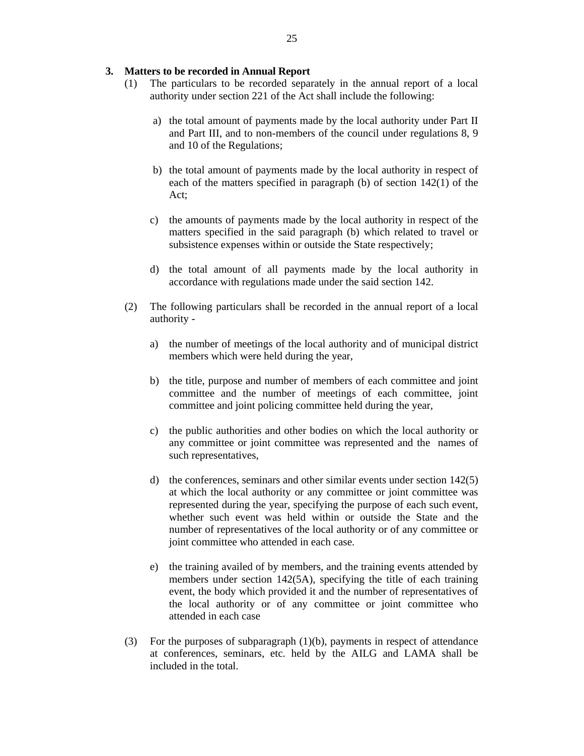### 3. Matters to be recorded in Annual Report

(1) The particulars to be recorded separately in the annual report of a local authority under section 221 of the Act shall include the following:

a) the total amount of payments made by the local authority under Part II and Part III, and to non-members of the council under regulations 8, 9 and 10 of the Regulations;

b) the total amount of payments made by the local authority in respect of each of the matters specified in paragraph (b) of section 142(1) of the Act;

c) the amounts of payments made by the local authority in respect of the matters specified in the said paragraph (b) which related to travel or subsistence expenses within or outside the State respectively;

d) the total amount of all payments made by the local authority in accordance with regulations made under the said section 142.

(2) The following particulars shall be recorded in the annual report of a local authority -

a) the number of meetings of the local authority and of municipal district members which were held during the year,

b) the title, purpose and number of members of each committee and joint committee and the number of meetings of each committee, joint committee and joint policing committee held during the year,

c) the public authorities and other bodies on which the local authority or any committee or joint committee was represented and the names of such representatives,

d) the conferences, seminars and other similar events under section 142(5) at which the local authority or any committee or joint committee was represented during the year, specifying the purpose of each such event, whether such event was held within or outside the State and the number of representatives of the local authority or of any committee or joint committee who attended in each case.

e) the training availed of by members, and the training events attended by members under section 142(5A), specifying the title of each training event, the body which provided it and the number of representatives of the local authority or of any committee or joint committee who attended in each case

(3) For the purposes of subparagraph (1)(b), payments in respect of attendance at conferences, seminars, etc. held by the AILG and LAMA shall be included in the total.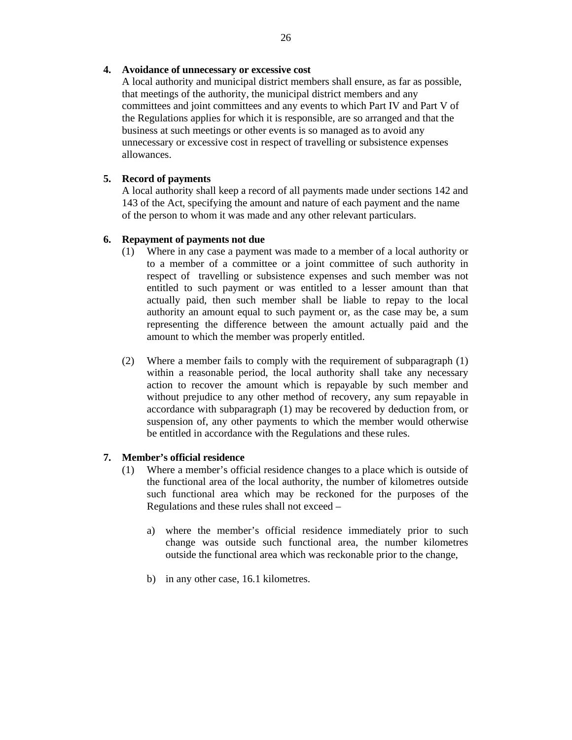**4. Avoidance of unnecessary or excessive cost**

A local authority and municipal district members shall ensure, as far as possible, that meetings of the authority, the municipal district members and any committees and joint committees and any events to which Part IV and Part V of the Regulations applies for which it is responsible, are so arranged and that the business at such meetings or other events is so managed as to avoid any unnecessary or excessive cost in respect of travelling or subsistence expenses allowances.

**5. Record of payments**

A local authority shall keep a record of all payments made under sections 142 and 143 of the Act, specifying the amount and nature of each payment and the name of the person to whom it was made and any other relevant particulars.

**6. Repayment of payments not due**

(1) Where in any case a payment was made to a member of a local authority or to a member of a committee or a joint committee of such authority in respect of travelling or subsistence expenses and such member was not entitled to such payment or was entitled to a lesser amount than that actually paid, then such member shall be liable to repay to the local authority an amount equal to such payment or, as the case may be, a sum representing the difference between the amount actually paid and the amount to which the member was properly entitled.

(2) Where a member fails to comply with the requirement of subparagraph (1) within a reasonable period, the local authority shall take any necessary action to recover the amount which is repayable by such member and without prejudice to any other method of recovery, any sum repayable in accordance with subparagraph (1) may be recovered by deduction from, or suspension of, any other payments to which the member would otherwise be entitled in accordance with the Regulations and these rules.

**7. Member's official residence**

(1) Where a member's official residence changes to a place which is outside of the functional area of the local authority, the number of kilometres outside such functional area which may be reckoned for the purposes of the Regulations and these rules shall not exceed –

a) where the member's official residence immediately prior to such change was outside such functional area, the number kilometres outside the functional area which was reckonable prior to the change,

b) in any other case, 16.1 kilometres.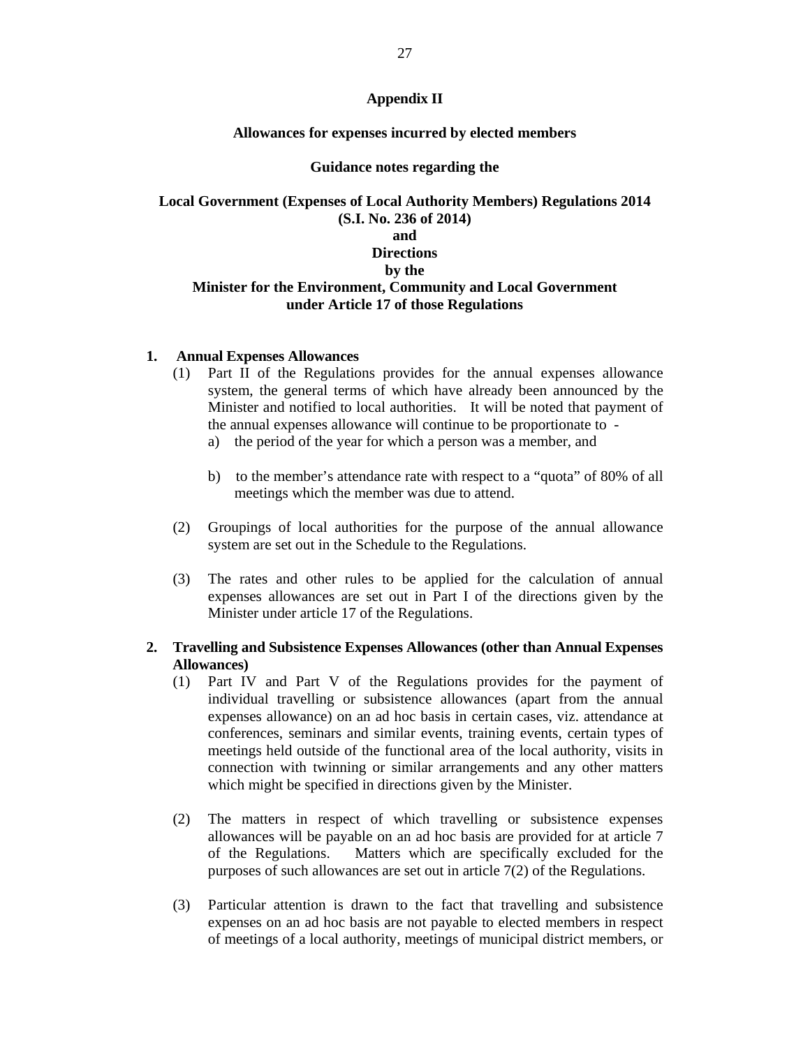## Appendix II

### Allowances for expenses incurred by elected members

**Guidance notes regarding the**

**Local Government (Expenses of Local Authority Members) Regulations 2014 (S.I. No. 236 of 2014)**
**and**
**Directions**
**by the**
**Minister for the Environment, Community and Local Government under Article 17 of those Regulations**

**1. Annual Expenses Allowances**

(1) Part II of the Regulations provides for the annual expenses allowance system, the general terms of which have already been announced by the Minister and notified to local authorities. It will be noted that payment of the annual expenses allowance will continue to be proportionate to -

a) the period of the year for which a person was a member, and

b) to the member's attendance rate with respect to a "quota" of 80% of all meetings which the member was due to attend.

(2) Groupings of local authorities for the purpose of the annual allowance system are set out in the Schedule to the Regulations.

(3) The rates and other rules to be applied for the calculation of annual expenses allowances are set out in Part I of the directions given by the Minister under article 17 of the Regulations.

**2. Travelling and Subsistence Expenses Allowances (other than Annual Expenses Allowances)**

(1) Part IV and Part V of the Regulations provides for the payment of individual travelling or subsistence allowances (apart from the annual expenses allowance) on an ad hoc basis in certain cases, viz. attendance at conferences, seminars and similar events, training events, certain types of meetings held outside of the functional area of the local authority, visits in connection with twinning or similar arrangements and any other matters which might be specified in directions given by the Minister.

(2) The matters in respect of which travelling or subsistence expenses allowances will be payable on an ad hoc basis are provided for at article 7 of the Regulations. Matters which are specifically excluded for the purposes of such allowances are set out in article 7(2) of the Regulations.

(3) Particular attention is drawn to the fact that travelling and subsistence expenses on an ad hoc basis are not payable to elected members in respect of meetings of a local authority, meetings of municipal district members, or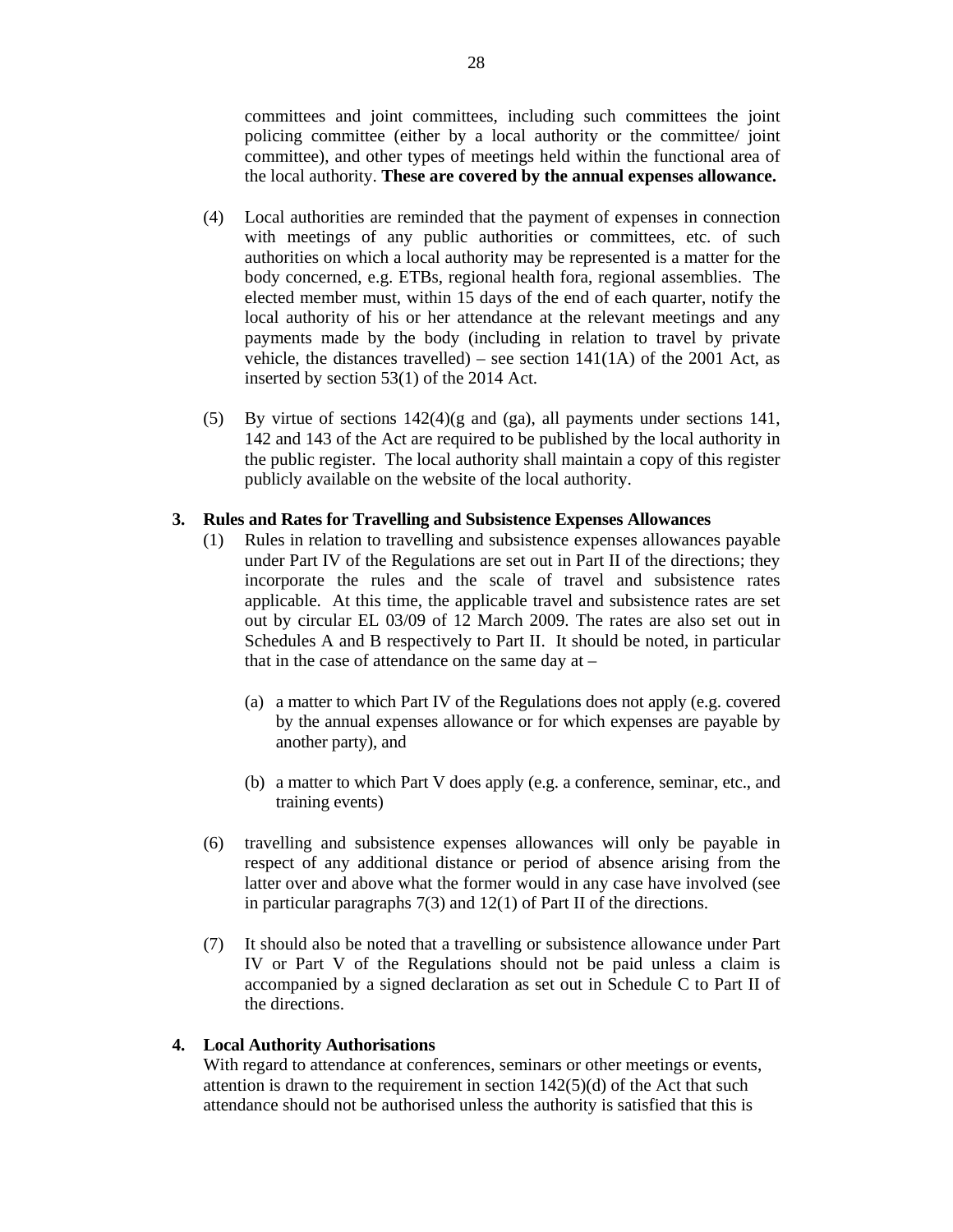committees and joint committees, including such committees the joint policing committee (either by a local authority or the committee/ joint committee), and other types of meetings held within the functional area of the local authority. **These are covered by the annual expenses allowance.**

(4) Local authorities are reminded that the payment of expenses in connection with meetings of any public authorities or committees, etc. of such authorities on which a local authority may be represented is a matter for the body concerned, e.g. ETBs, regional health fora, regional assemblies. The elected member must, within 15 days of the end of each quarter, notify the local authority of his or her attendance at the relevant meetings and any payments made by the body (including in relation to travel by private vehicle, the distances travelled) – see section 141(1A) of the 2001 Act, as inserted by section 53(1) of the 2014 Act.

(5) By virtue of sections 142(4)(g and (ga), all payments under sections 141, 142 and 143 of the Act are required to be published by the local authority in the public register. The local authority shall maintain a copy of this register publicly available on the website of the local authority.

**3. Rules and Rates for Travelling and Subsistence Expenses Allowances**

(1) Rules in relation to travelling and subsistence expenses allowances payable under Part IV of the Regulations are set out in Part II of the directions; they incorporate the rules and the scale of travel and subsistence rates applicable. At this time, the applicable travel and subsistence rates are set out by circular EL 03/09 of 12 March 2009. The rates are also set out in Schedules A and B respectively to Part II. It should be noted, in particular that in the case of attendance on the same day at –

(a) a matter to which Part IV of the Regulations does not apply (e.g. covered by the annual expenses allowance or for which expenses are payable by another party), and

(b) a matter to which Part V does apply (e.g. a conference, seminar, etc., and training events)

(6) travelling and subsistence expenses allowances will only be payable in respect of any additional distance or period of absence arising from the latter over and above what the former would in any case have involved (see in particular paragraphs 7(3) and 12(1) of Part II of the directions.

(7) It should also be noted that a travelling or subsistence allowance under Part IV or Part V of the Regulations should not be paid unless a claim is accompanied by a signed declaration as set out in Schedule C to Part II of the directions.

**4. Local Authority Authorisations**

With regard to attendance at conferences, seminars or other meetings or events, attention is drawn to the requirement in section 142(5)(d) of the Act that such attendance should not be authorised unless the authority is satisfied that this is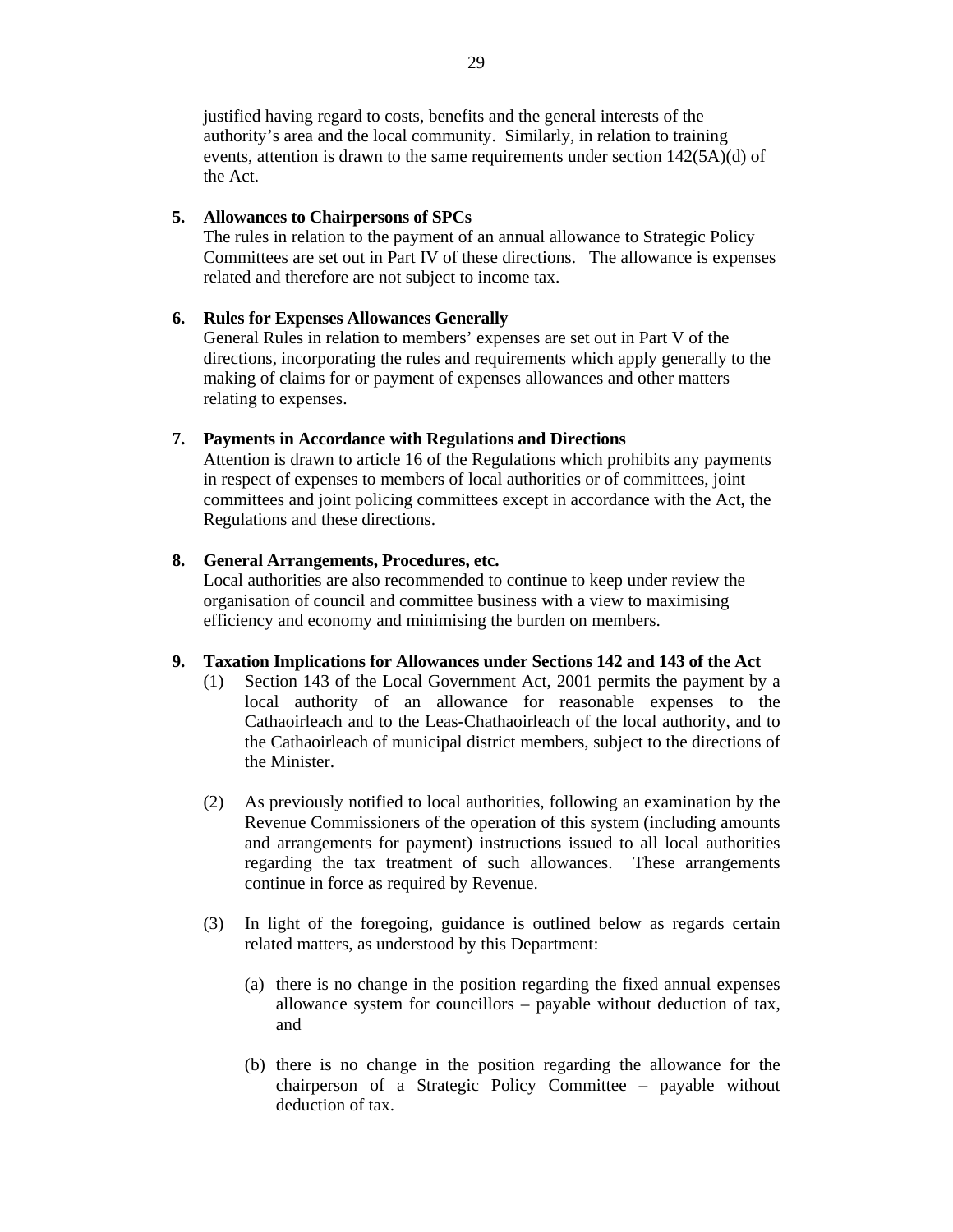justified having regard to costs, benefits and the general interests of the authority's area and the local community. Similarly, in relation to training events, attention is drawn to the same requirements under section 142(5A)(d) of the Act.

**5. Allowances to Chairpersons of SPCs**

The rules in relation to the payment of an annual allowance to Strategic Policy Committees are set out in Part IV of these directions. The allowance is expenses related and therefore are not subject to income tax.

**6. Rules for Expenses Allowances Generally**

General Rules in relation to members' expenses are set out in Part V of the directions, incorporating the rules and requirements which apply generally to the making of claims for or payment of expenses allowances and other matters relating to expenses.

**7. Payments in Accordance with Regulations and Directions**

Attention is drawn to article 16 of the Regulations which prohibits any payments in respect of expenses to members of local authorities or of committees, joint committees and joint policing committees except in accordance with the Act, the Regulations and these directions.

**8. General Arrangements, Procedures, etc.**

Local authorities are also recommended to continue to keep under review the organisation of council and committee business with a view to maximising efficiency and economy and minimising the burden on members.

**9. Taxation Implications for Allowances under Sections 142 and 143 of the Act**

(1) Section 143 of the Local Government Act, 2001 permits the payment by a local authority of an allowance for reasonable expenses to the Cathaoirleach and to the Leas-Chathaoirleach of the local authority, and to the Cathaoirleach of municipal district members, subject to the directions of the Minister.

(2) As previously notified to local authorities, following an examination by the Revenue Commissioners of the operation of this system (including amounts and arrangements for payment) instructions issued to all local authorities regarding the tax treatment of such allowances. These arrangements continue in force as required by Revenue.

(3) In light of the foregoing, guidance is outlined below as regards certain related matters, as understood by this Department:

(a) there is no change in the position regarding the fixed annual expenses allowance system for councillors – payable without deduction of tax, and

(b) there is no change in the position regarding the allowance for the chairperson of a Strategic Policy Committee – payable without deduction of tax.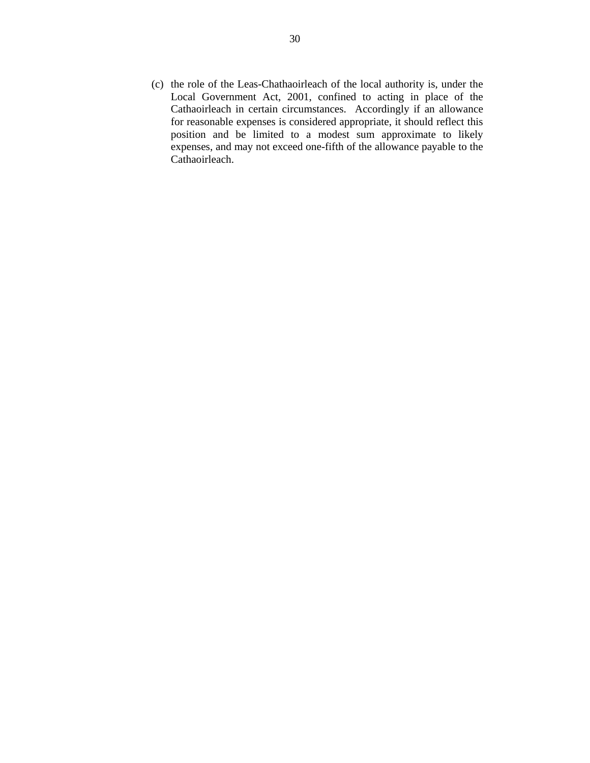(c) the role of the Leas-Chathaoirleach of the local authority is, under the Local Government Act, 2001, confined to acting in place of the Cathaoirleach in certain circumstances. Accordingly if an allowance for reasonable expenses is considered appropriate, it should reflect this position and be limited to a modest sum approximate to likely expenses, and may not exceed one-fifth of the allowance payable to the Cathaoirleach.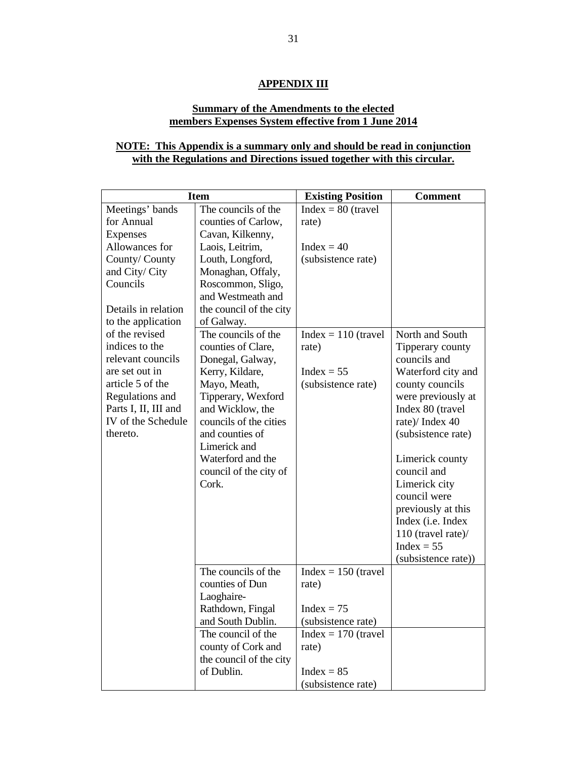## APPENDIX III

### Summary of the Amendments to the elected members Expenses System effective from 1 June 2014

**NOTE: This Appendix is a summary only and should be read in conjunction with the Regulations and Directions issued together with this circular.**

| Item | | Existing Position | Comment |
|---|---|---|---|
| Meetings' bands for Annual Expenses Allowances for County/ County and City/ City Councils<br><br>Details in relation to the application of the revised indices to the relevant councils are set out in article 5 of the Regulations and Parts I, II, III and IV of the Schedule thereto. | The councils of the counties of Carlow, Cavan, Kilkenny, Laois, Leitrim, Louth, Longford, Monaghan, Offaly, Roscommon, Sligo, and Westmeath and the council of the city of Galway. | Index = 80 (travel rate)<br><br>Index = 40 (subsistence rate) | |
| | The councils of the counties of Clare, Donegal, Galway, Kerry, Kildare, Mayo, Meath, Tipperary, Wexford and Wicklow, the councils of the cities and counties of Limerick and Waterford and the council of the city of Cork. | Index = 110 (travel rate)<br><br>Index = 55 (subsistence rate) | North and South Tipperary county councils and Waterford city and county councils were previously at Index 80 (travel rate)/ Index 40 (subsistence rate)<br><br>Limerick county council and Limerick city council were previously at this Index (i.e. Index 110 (travel rate)/ Index = 55 (subsistence rate)) |
| | The councils of the counties of Dun Laoghaire-Rathdown, Fingal and South Dublin. | Index = 150 (travel rate)<br><br>Index = 75 (subsistence rate) | |
| | The council of the county of Cork and the council of the city of Dublin. | Index = 170 (travel rate)<br><br>Index = 85 (subsistence rate) | |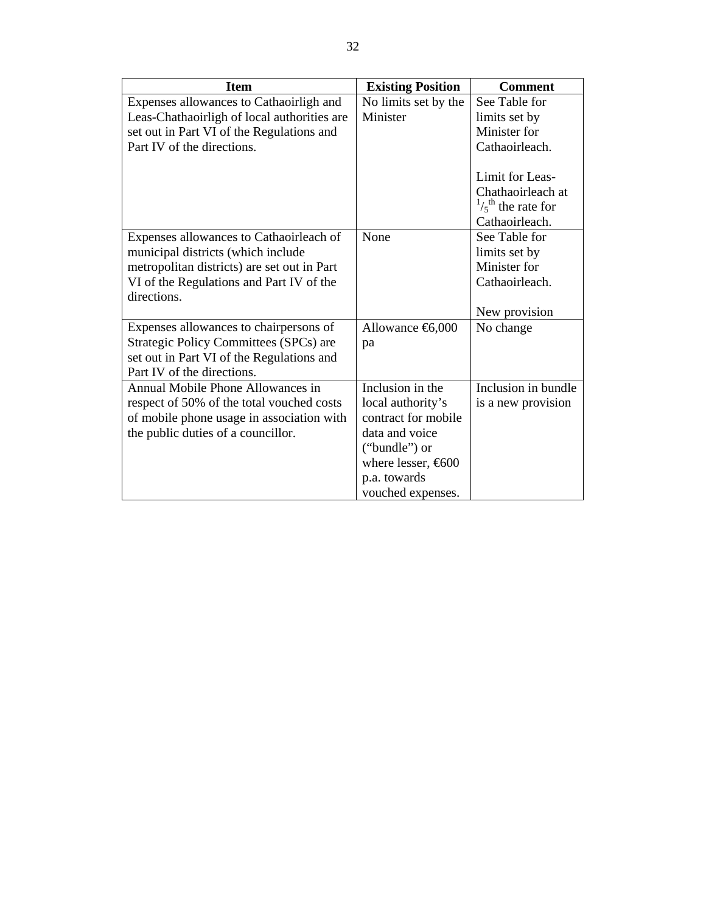| Item | Existing Position | Comment |
| --- | --- | --- |
| Expenses allowances to Cathaoirligh and Leas-Chathaoirligh of local authorities are set out in Part VI of the Regulations and Part IV of the directions. | No limits set by the Minister | See Table for limits set by Minister for Cathaoirleach. Limit for Leas-Chathaoirleach at $^{1}/_{5}{}^{th}$ the rate for Cathaoirleach. |
| Expenses allowances to Cathaoirleach of municipal districts (which include metropolitan districts) are set out in Part VI of the Regulations and Part IV of the directions. | None | See Table for limits set by Minister for Cathaoirleach. New provision |
| Expenses allowances to chairpersons of Strategic Policy Committees (SPCs) are set out in Part VI of the Regulations and Part IV of the directions. | Allowance €6,000 pa | No change |
| Annual Mobile Phone Allowances in respect of 50% of the total vouched costs of mobile phone usage in association with the public duties of a councillor. | Inclusion in the local authority's contract for mobile data and voice ("bundle") or where lesser, €600 p.a. towards vouched expenses. | Inclusion in bundle is a new provision |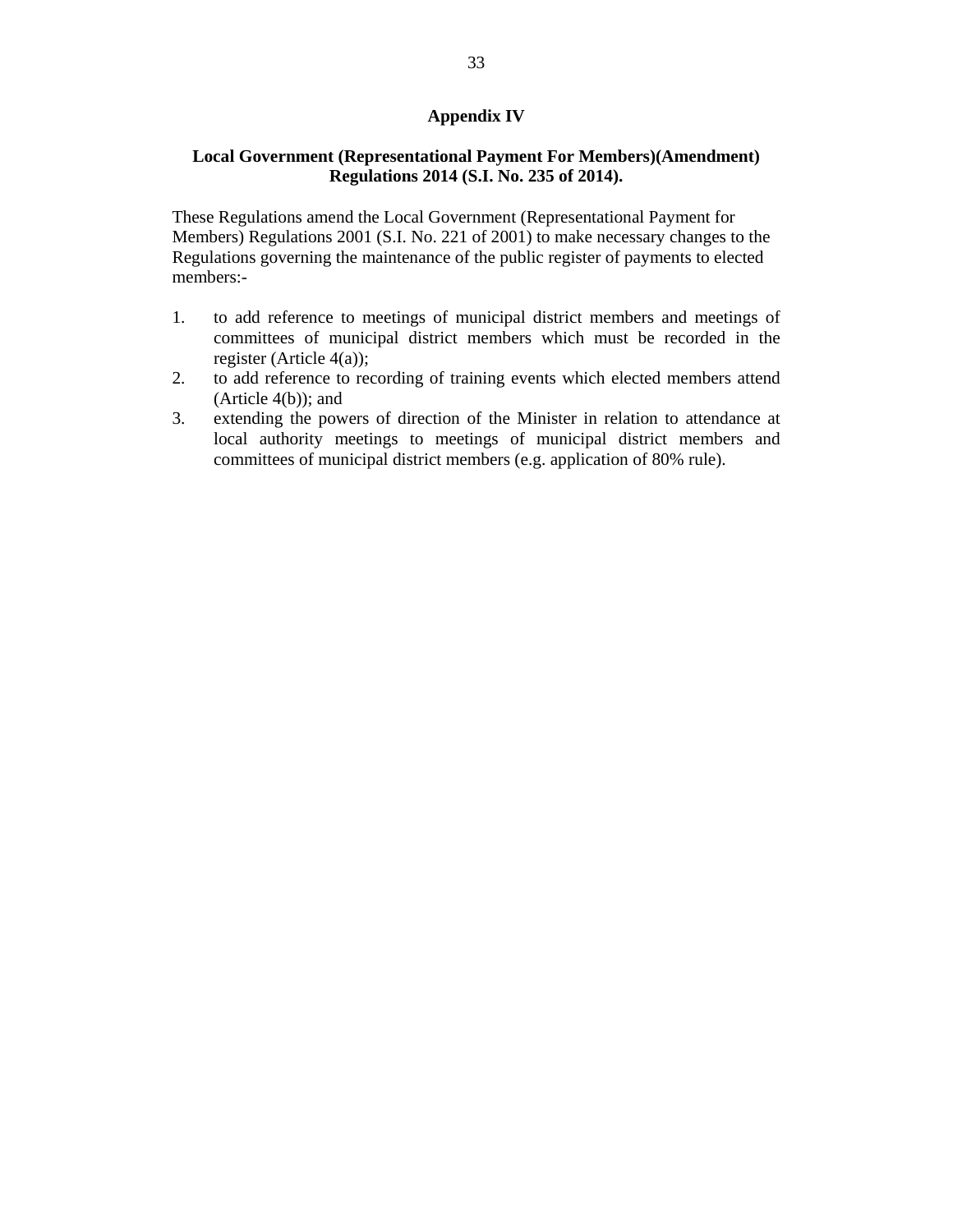# Appendix IV

## Local Government (Representational Payment For Members)(Amendment) Regulations 2014 (S.I. No. 235 of 2014).

These Regulations amend the Local Government (Representational Payment for Members) Regulations 2001 (S.I. No. 221 of 2001) to make necessary changes to the Regulations governing the maintenance of the public register of payments to elected members:-

1. to add reference to meetings of municipal district members and meetings of committees of municipal district members which must be recorded in the register (Article 4(a));
2. to add reference to recording of training events which elected members attend (Article 4(b)); and
3. extending the powers of direction of the Minister in relation to attendance at local authority meetings to meetings of municipal district members and committees of municipal district members (e.g. application of 80% rule).